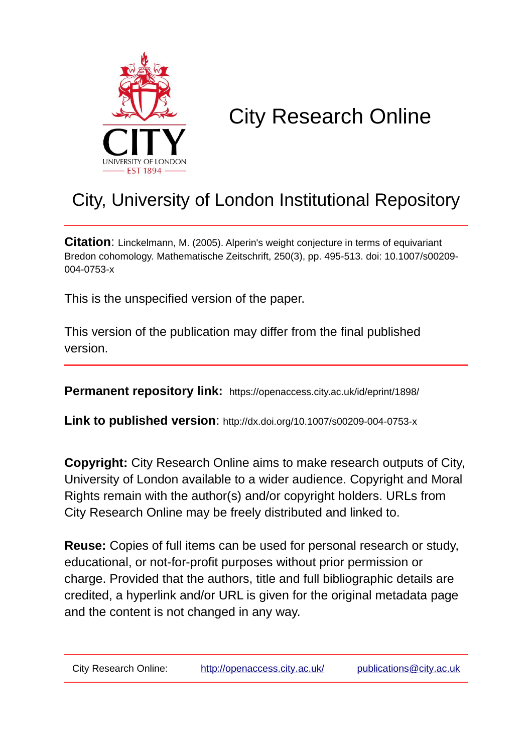# City Research Online

## City, University of London Institutional Repository

**Citation**: Linckelmann, M. (2005). Alperin's weight conjecture in terms of equivariant Bredon cohomology. Mathematische Zeitschrift, 250(3), pp. 495-513. doi: 10.1007/s00209-004-0753-x

This is the unspecified version of the paper.

This version of the publication may differ from the final published version.

**Permanent repository link:** https://openaccess.city.ac.uk/id/eprint/1898/

**Link to published version**: http://dx.doi.org/10.1007/s00209-004-0753-x

**Copyright:** City Research Online aims to make research outputs of City, University of London available to a wider audience. Copyright and Moral Rights remain with the author(s) and/or copyright holders. URLs from City Research Online may be freely distributed and linked to.

**Reuse:** Copies of full items can be used for personal research or study, educational, or not-for-profit purposes without prior permission or charge. Provided that the authors, title and full bibliographic details are credited, a hyperlink and/or URL is given for the original metadata page and the content is not changed in any way.

City Research Online: http://openaccess.city.ac.uk/ publications@city.ac.uk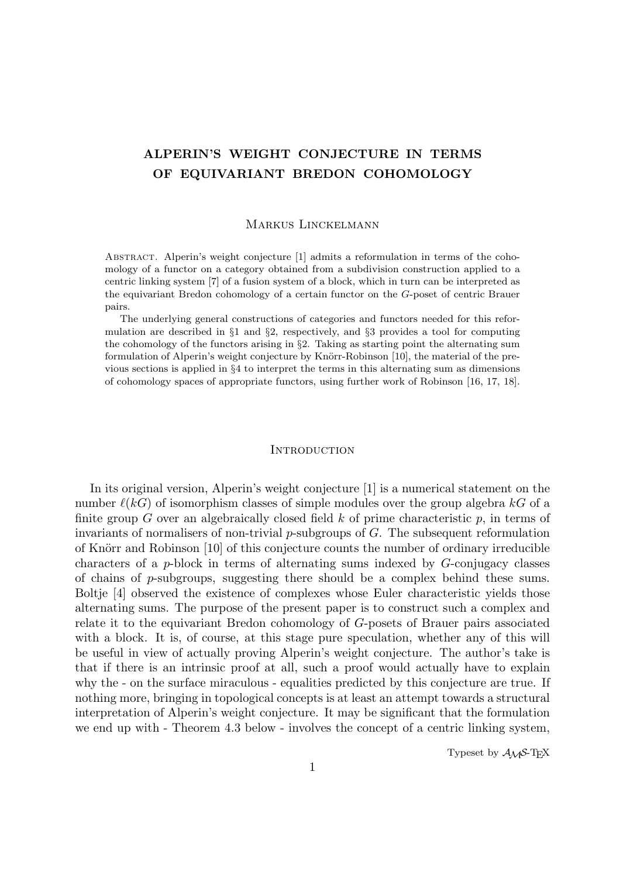# ALPERIN'S WEIGHT CONJECTURE IN TERMS OF EQUIVARIANT BREDON COHOMOLOGY

Markus Linckelmann

Abstract. Alperin's weight conjecture [1] admits a reformulation in terms of the cohomology of a functor on a category obtained from a subdivision construction applied to a centric linking system [7] of a fusion system of a block, which in turn can be interpreted as the equivariant Bredon cohomology of a certain functor on the $G$-poset of centric Brauer pairs.

The underlying general constructions of categories and functors needed for this reformulation are described in §1 and §2, respectively, and §3 provides a tool for computing the cohomology of the functors arising in §2. Taking as starting point the alternating sum formulation of Alperin's weight conjecture by Knörr-Robinson [10], the material of the previous sections is applied in §4 to interpret the terms in this alternating sum as dimensions of cohomology spaces of appropriate functors, using further work of Robinson [16, 17, 18].

## Introduction

In its original version, Alperin's weight conjecture [1] is a numerical statement on the number $\ell(kG)$ of isomorphism classes of simple modules over the group algebra $kG$ of a finite group $G$ over an algebraically closed field $k$ of prime characteristic $p$, in terms of invariants of normalisers of non-trivial $p$-subgroups of $G$. The subsequent reformulation of Knörr and Robinson [10] of this conjecture counts the number of ordinary irreducible characters of a $p$-block in terms of alternating sums indexed by $G$-conjugacy classes of chains of $p$-subgroups, suggesting there should be a complex behind these sums. Boltje [4] observed the existence of complexes whose Euler characteristic yields those alternating sums. The purpose of the present paper is to construct such a complex and relate it to the equivariant Bredon cohomology of $G$-posets of Brauer pairs associated with a block. It is, of course, at this stage pure speculation, whether any of this will be useful in view of actually proving Alperin's weight conjecture. The author's take is that if there is an intrinsic proof at all, such a proof would actually have to explain why the - on the surface miraculous - equalities predicted by this conjecture are true. If nothing more, bringing in topological concepts is at least an attempt towards a structural interpretation of Alperin's weight conjecture. It may be significant that the formulation we end up with - Theorem 4.3 below - involves the concept of a centric linking system,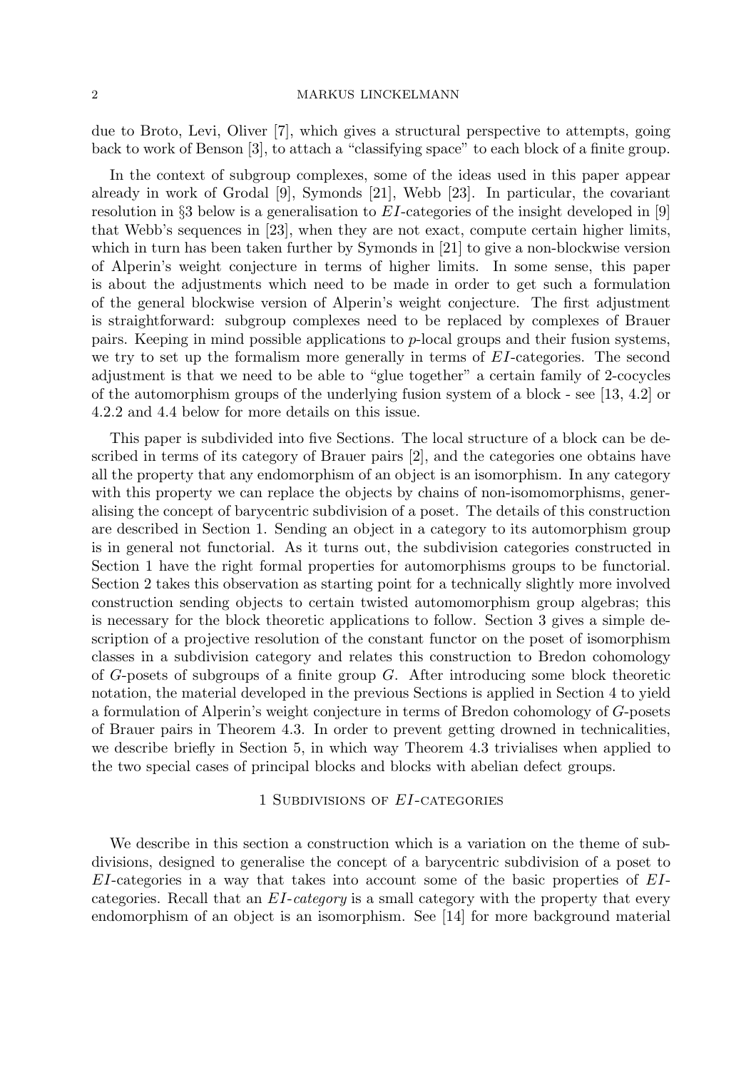due to Broto, Levi, Oliver [7], which gives a structural perspective to attempts, going back to work of Benson [3], to attach a "classifying space" to each block of a finite group.

In the context of subgroup complexes, some of the ideas used in this paper appear already in work of Grodal [9], Symonds [21], Webb [23]. In particular, the covariant resolution in §3 below is a generalisation to $EI$-categories of the insight developed in [9] that Webb's sequences in [23], when they are not exact, compute certain higher limits, which in turn has been taken further by Symonds in [21] to give a non-blockwise version of Alperin's weight conjecture in terms of higher limits. In some sense, this paper is about the adjustments which need to be made in order to get such a formulation of the general blockwise version of Alperin's weight conjecture. The first adjustment is straightforward: subgroup complexes need to be replaced by complexes of Brauer pairs. Keeping in mind possible applications to $p$-local groups and their fusion systems, we try to set up the formalism more generally in terms of $EI$-categories. The second adjustment is that we need to be able to "glue together" a certain family of 2-cocycles of the automorphism groups of the underlying fusion system of a block - see [13, 4.2] or 4.2.2 and 4.4 below for more details on this issue.

This paper is subdivided into five Sections. The local structure of a block can be described in terms of its category of Brauer pairs [2], and the categories one obtains have all the property that any endomorphism of an object is an isomorphism. In any category with this property we can replace the objects by chains of non-isomomorphisms, generalising the concept of barycentric subdivision of a poset. The details of this construction are described in Section 1. Sending an object in a category to its automorphism group is in general not functorial. As it turns out, the subdivision categories constructed in Section 1 have the right formal properties for automorphisms groups to be functorial. Section 2 takes this observation as starting point for a technically slightly more involved construction sending objects to certain twisted automomorphism group algebras; this is necessary for the block theoretic applications to follow. Section 3 gives a simple description of a projective resolution of the constant functor on the poset of isomorphism classes in a subdivision category and relates this construction to Bredon cohomology of $G$-posets of subgroups of a finite group $G$. After introducing some block theoretic notation, the material developed in the previous Sections is applied in Section 4 to yield a formulation of Alperin's weight conjecture in terms of Bredon cohomology of $G$-posets of Brauer pairs in Theorem 4.3. In order to prevent getting drowned in technicalities, we describe briefly in Section 5, in which way Theorem 4.3 trivialises when applied to the two special cases of principal blocks and blocks with abelian defect groups.

## 1 Subdivisions of $EI$-categories

We describe in this section a construction which is a variation on the theme of subdivisions, designed to generalise the concept of a barycentric subdivision of a poset to $EI$-categories in a way that takes into account some of the basic properties of $EI$-categories. Recall that an *$EI$-category* is a small category with the property that every endomorphism of an object is an isomorphism. See [14] for more background material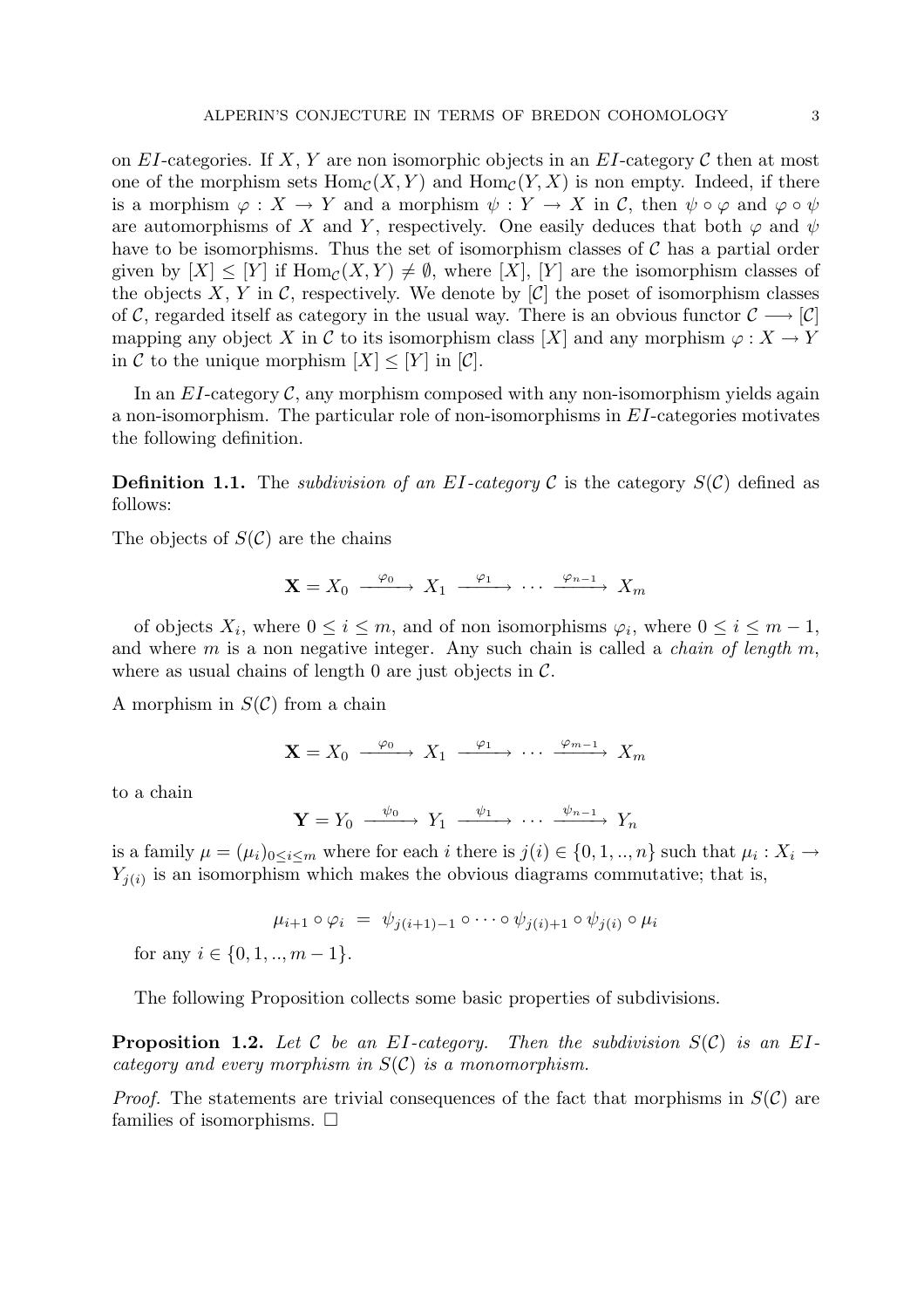on $EI$-categories. If $X$, $Y$ are non isomorphic objects in an $EI$-category $\mathcal{C}$ then at most one of the morphism sets $\mathrm{Hom}_{\mathcal{C}}(X,Y)$ and $\mathrm{Hom}_{\mathcal{C}}(Y,X)$ is non empty. Indeed, if there is a morphism $\varphi : X \to Y$ and a morphism $\psi : Y \to X$ in $\mathcal{C}$, then $\psi \circ \varphi$ and $\varphi \circ \psi$ are automorphisms of $X$ and $Y$, respectively. One easily deduces that both $\varphi$ and $\psi$ have to be isomorphisms. Thus the set of isomorphism classes of $\mathcal{C}$ has a partial order given by $[X] \leq [Y]$ if $\mathrm{Hom}_{\mathcal{C}}(X,Y) \neq \emptyset$, where $[X]$, $[Y]$ are the isomorphism classes of the objects $X$, $Y$ in $\mathcal{C}$, respectively. We denote by $[\mathcal{C}]$ the poset of isomorphism classes of $\mathcal{C}$, regarded itself as category in the usual way. There is an obvious functor $\mathcal{C} \longrightarrow [\mathcal{C}]$ mapping any object $X$ in $\mathcal{C}$ to its isomorphism class $[X]$ and any morphism $\varphi : X \to Y$ in $\mathcal{C}$ to the unique morphism $[X] \leq [Y]$ in $[\mathcal{C}]$.

In an $EI$-category $\mathcal{C}$, any morphism composed with any non-isomorphism yields again a non-isomorphism. The particular role of non-isomorphisms in $EI$-categories motivates the following definition.

**Definition 1.1.** The *subdivision of an $EI$-category $\mathcal{C}$* is the category $S(\mathcal{C})$ defined as follows:

The objects of $S(\mathcal{C})$ are the chains

$$\mathbf{X} = X_0 \xrightarrow{\ \varphi_0\ } X_1 \xrightarrow{\ \varphi_1\ } \cdots \xrightarrow{\ \varphi_{n-1}\ } X_m$$

of objects $X_i$, where $0 \leq i \leq m$, and of non isomorphisms $\varphi_i$, where $0 \leq i \leq m-1$, and where $m$ is a non negative integer. Any such chain is called a *chain of length $m$*, where as usual chains of length 0 are just objects in $\mathcal{C}$.

A morphism in $S(\mathcal{C})$ from a chain

$$\mathbf{X} = X_0 \xrightarrow{\ \varphi_0\ } X_1 \xrightarrow{\ \varphi_1\ } \cdots \xrightarrow{\ \varphi_{m-1}\ } X_m$$

to a chain

$$\mathbf{Y} = Y_0 \xrightarrow{\ \psi_0\ } Y_1 \xrightarrow{\ \psi_1\ } \cdots \xrightarrow{\ \psi_{n-1}\ } Y_n$$

is a family $\mu = (\mu_i)_{0 \leq i \leq m}$ where for each $i$ there is $j(i) \in \{0,1,..,n\}$ such that $\mu_i : X_i \to Y_{j(i)}$ is an isomorphism which makes the obvious diagrams commutative; that is,

$$\mu_{i+1} \circ \varphi_i \ = \ \psi_{j(i+1)-1} \circ \cdots \circ \psi_{j(i)+1} \circ \psi_{j(i)} \circ \mu_i$$

for any $i \in \{0,1,..,m-1\}$.

The following Proposition collects some basic properties of subdivisions.

**Proposition 1.2.** *Let $\mathcal{C}$ be an $EI$-category. Then the subdivision $S(\mathcal{C})$ is an $EI$-category and every morphism in $S(\mathcal{C})$ is a monomorphism.*

*Proof.* The statements are trivial consequences of the fact that morphisms in $S(\mathcal{C})$ are families of isomorphisms. □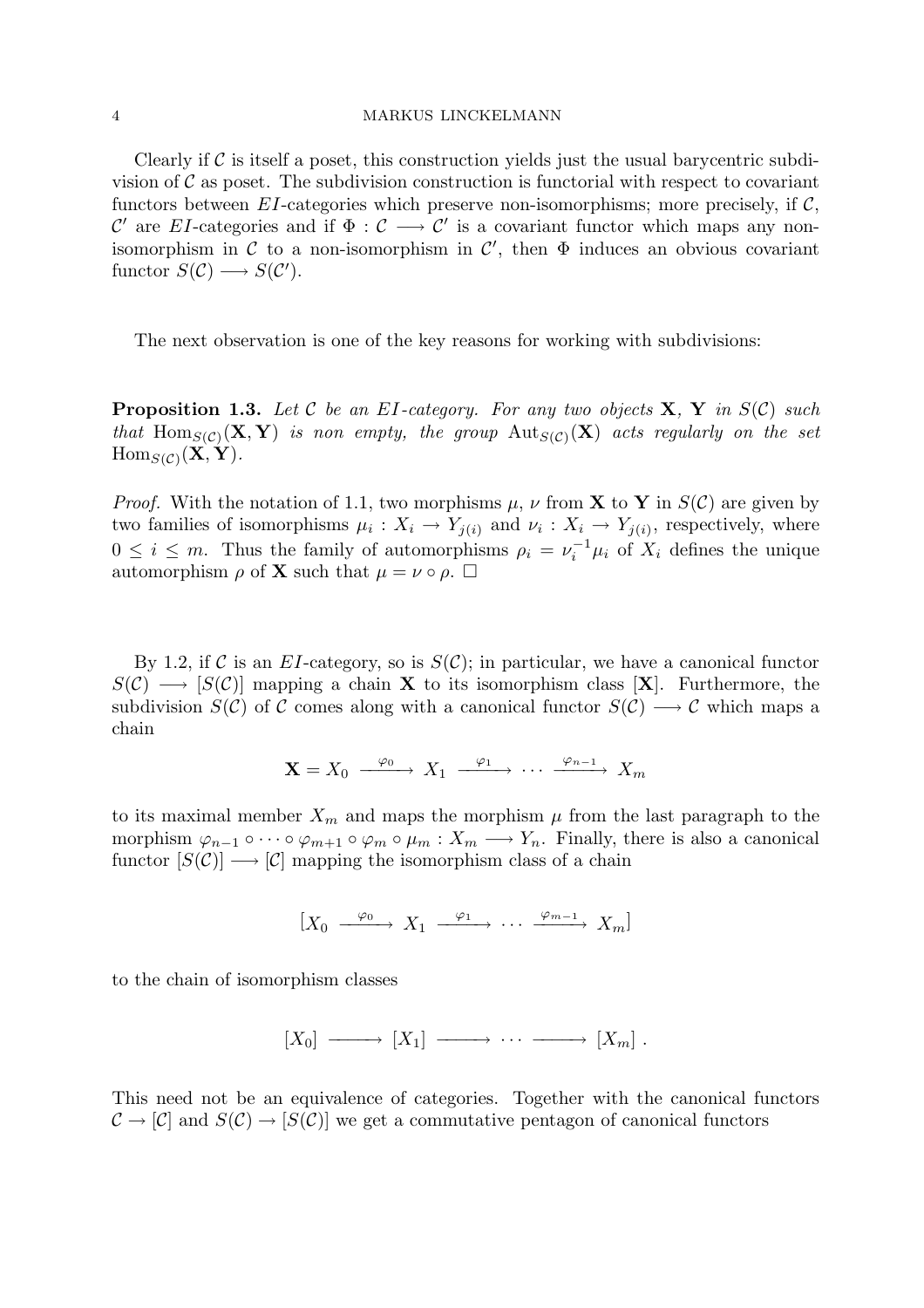Clearly if $\mathcal{C}$ is itself a poset, this construction yields just the usual barycentric subdivision of $\mathcal{C}$ as poset. The subdivision construction is functorial with respect to covariant functors between $EI$-categories which preserve non-isomorphisms; more precisely, if $\mathcal{C}$, $\mathcal{C}'$ are $EI$-categories and if $\Phi : \mathcal{C} \longrightarrow \mathcal{C}'$ is a covariant functor which maps any non-isomorphism in $\mathcal{C}$ to a non-isomorphism in $\mathcal{C}'$, then $\Phi$ induces an obvious covariant functor $S(\mathcal{C}) \longrightarrow S(\mathcal{C}')$.

The next observation is one of the key reasons for working with subdivisions:

**Proposition 1.3.** *Let $\mathcal{C}$ be an $EI$-category. For any two objects $\mathbf{X}$, $\mathbf{Y}$ in $S(\mathcal{C})$ such that $\mathrm{Hom}_{S(\mathcal{C})}(\mathbf{X}, \mathbf{Y})$ is non empty, the group $\mathrm{Aut}_{S(\mathcal{C})}(\mathbf{X})$ acts regularly on the set $\mathrm{Hom}_{S(\mathcal{C})}(\mathbf{X}, \mathbf{Y})$.*

*Proof.* With the notation of 1.1, two morphisms $\mu$, $\nu$ from $\mathbf{X}$ to $\mathbf{Y}$ in $S(\mathcal{C})$ are given by two families of isomorphisms $\mu_i : X_i \to Y_{j(i)}$ and $\nu_i : X_i \to Y_{j(i)}$, respectively, where $0 \leq i \leq m$. Thus the family of automorphisms $\rho_i = \nu_i^{-1}\mu_i$ of $X_i$ defines the unique automorphism $\rho$ of $\mathbf{X}$ such that $\mu = \nu \circ \rho$. □

By 1.2, if $\mathcal{C}$ is an $EI$-category, so is $S(\mathcal{C})$; in particular, we have a canonical functor $S(\mathcal{C}) \longrightarrow [S(\mathcal{C})]$ mapping a chain $\mathbf{X}$ to its isomorphism class $[\mathbf{X}]$. Furthermore, the subdivision $S(\mathcal{C})$ of $\mathcal{C}$ comes along with a canonical functor $S(\mathcal{C}) \longrightarrow \mathcal{C}$ which maps a chain

$$\mathbf{X} = X_0 \xrightarrow{\varphi_0} X_1 \xrightarrow{\varphi_1} \cdots \xrightarrow{\varphi_{n-1}} X_m$$

to its maximal member $X_m$ and maps the morphism $\mu$ from the last paragraph to the morphism $\varphi_{n-1} \circ \cdots \circ \varphi_{m+1} \circ \varphi_m \circ \mu_m : X_m \longrightarrow Y_n$. Finally, there is also a canonical functor $[S(\mathcal{C})] \longrightarrow [\mathcal{C}]$ mapping the isomorphism class of a chain

$$[X_0 \xrightarrow{\varphi_0} X_1 \xrightarrow{\varphi_1} \cdots \xrightarrow{\varphi_{m-1}} X_m]$$

to the chain of isomorphism classes

$$[X_0] \longrightarrow [X_1] \longrightarrow \cdots \longrightarrow [X_m] \ .$$

This need not be an equivalence of categories. Together with the canonical functors $\mathcal{C} \to [\mathcal{C}]$ and $S(\mathcal{C}) \to [S(\mathcal{C})]$ we get a commutative pentagon of canonical functors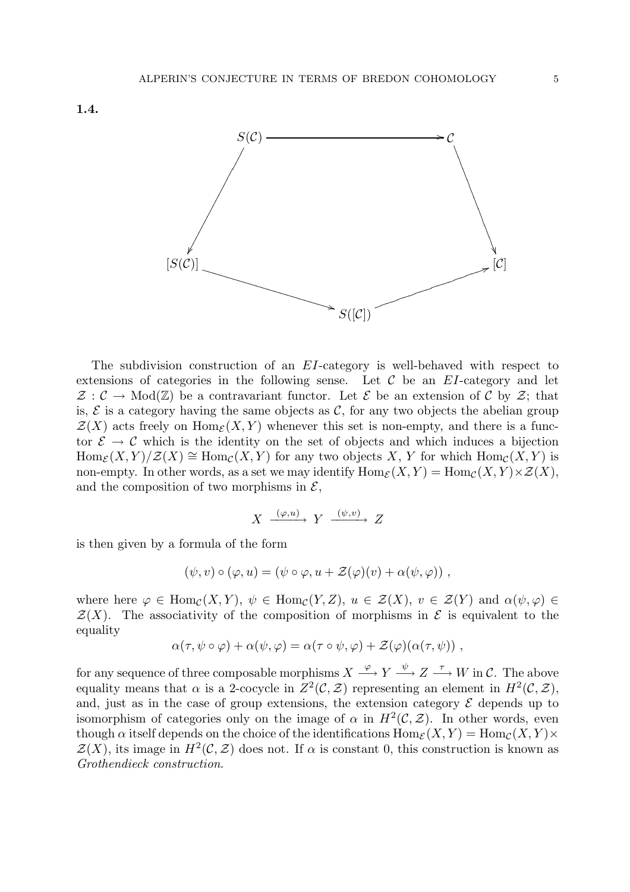**1.4.**

$$\begin{array}{ccccc} S(\mathcal{C}) & & \longrightarrow & & \mathcal{C} \\ \downarrow & & & & \downarrow \\ [S(\mathcal{C})] & & & & [\mathcal{C}] \\ & \searrow & & \nearrow & \\ & & S([\mathcal{C}]) & & \end{array}$$

The subdivision construction of an $EI$-category is well-behaved with respect to extensions of categories in the following sense. Let $\mathcal{C}$ be an $EI$-category and let $\mathcal{Z} : \mathcal{C} \to \mathrm{Mod}(\mathbb{Z})$ be a contravariant functor. Let $\mathcal{E}$ be an extension of $\mathcal{C}$ by $\mathcal{Z}$; that is, $\mathcal{E}$ is a category having the same objects as $\mathcal{C}$, for any two objects the abelian group $\mathcal{Z}(X)$ acts freely on $\mathrm{Hom}_{\mathcal{E}}(X,Y)$ whenever this set is non-empty, and there is a functor $\mathcal{E} \to \mathcal{C}$ which is the identity on the set of objects and which induces a bijection $\mathrm{Hom}_{\mathcal{E}}(X,Y)/\mathcal{Z}(X) \cong \mathrm{Hom}_{\mathcal{C}}(X,Y)$ for any two objects $X$, $Y$ for which $\mathrm{Hom}_{\mathcal{C}}(X,Y)$ is non-empty. In other words, as a set we may identify $\mathrm{Hom}_{\mathcal{E}}(X,Y) = \mathrm{Hom}_{\mathcal{C}}(X,Y) \times \mathcal{Z}(X)$, and the composition of two morphisms in $\mathcal{E}$,

$$X \xrightarrow{(\varphi,u)} Y \xrightarrow{(\psi,v)} Z$$

is then given by a formula of the form

$$(\psi, v) \circ (\varphi, u) = (\psi \circ \varphi, u + \mathcal{Z}(\varphi)(v) + \alpha(\psi, \varphi)) \ ,$$

where here $\varphi \in \mathrm{Hom}_{\mathcal{C}}(X,Y)$, $\psi \in \mathrm{Hom}_{\mathcal{C}}(Y,Z)$, $u \in \mathcal{Z}(X)$, $v \in \mathcal{Z}(Y)$ and $\alpha(\psi,\varphi) \in \mathcal{Z}(X)$. The associativity of the composition of morphisms in $\mathcal{E}$ is equivalent to the equality

$$\alpha(\tau, \psi \circ \varphi) + \alpha(\psi, \varphi) = \alpha(\tau \circ \psi, \varphi) + \mathcal{Z}(\varphi)(\alpha(\tau, \psi)) \ ,$$

for any sequence of three composable morphisms $X \xrightarrow{\varphi} Y \xrightarrow{\psi} Z \xrightarrow{\tau} W$ in $\mathcal{C}$. The above equality means that $\alpha$ is a 2-cocycle in $Z^2(\mathcal{C}, \mathcal{Z})$ representing an element in $H^2(\mathcal{C}, \mathcal{Z})$, and, just as in the case of group extensions, the extension category $\mathcal{E}$ depends up to isomorphism of categories only on the image of $\alpha$ in $H^2(\mathcal{C}, \mathcal{Z})$. In other words, even though $\alpha$ itself depends on the choice of the identifications $\mathrm{Hom}_{\mathcal{E}}(X,Y) = \mathrm{Hom}_{\mathcal{C}}(X,Y) \times \mathcal{Z}(X)$, its image in $H^2(\mathcal{C}, \mathcal{Z})$ does not. If $\alpha$ is constant 0, this construction is known as *Grothendieck construction*.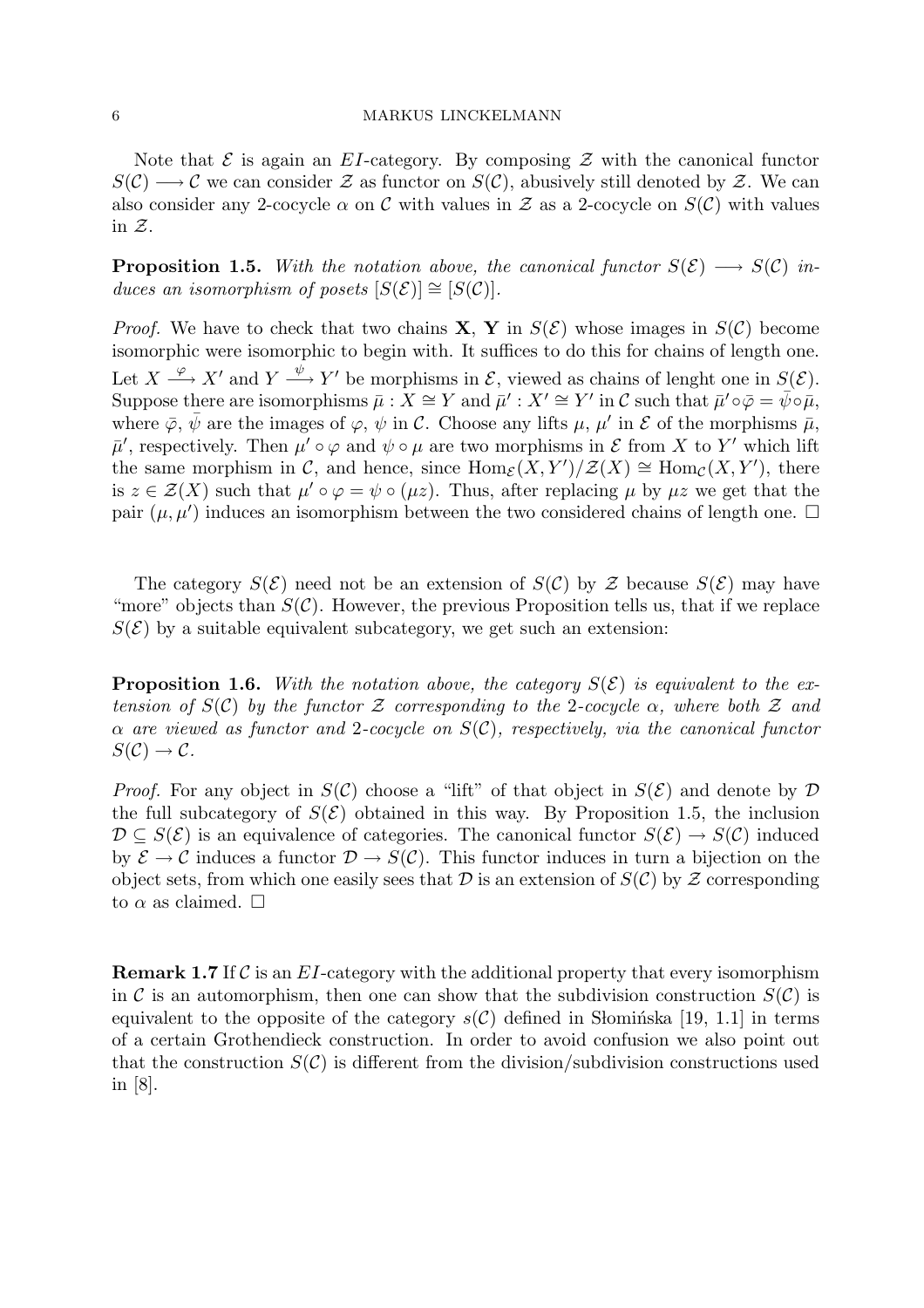Note that $\mathcal{E}$ is again an $EI$-category. By composing $\mathcal{Z}$ with the canonical functor $S(\mathcal{C}) \longrightarrow \mathcal{C}$ we can consider $\mathcal{Z}$ as functor on $S(\mathcal{C})$, abusively still denoted by $\mathcal{Z}$. We can also consider any 2-cocycle $\alpha$ on $\mathcal{C}$ with values in $\mathcal{Z}$ as a 2-cocycle on $S(\mathcal{C})$ with values in $\mathcal{Z}$.

**Proposition 1.5.** *With the notation above, the canonical functor $S(\mathcal{E}) \longrightarrow S(\mathcal{C})$ induces an isomorphism of posets $[S(\mathcal{E})] \cong [S(\mathcal{C})]$.*

*Proof.* We have to check that two chains $\mathbf{X}$, $\mathbf{Y}$ in $S(\mathcal{E})$ whose images in $S(\mathcal{C})$ become isomorphic were isomorphic to begin with. It suffices to do this for chains of length one. Let $X \xrightarrow{\varphi} X'$ and $Y \xrightarrow{\psi} Y'$ be morphisms in $\mathcal{E}$, viewed as chains of lenght one in $S(\mathcal{E})$. Suppose there are isomorphisms $\bar{\mu} : X \cong Y$ and $\bar{\mu}' : X' \cong Y'$ in $\mathcal{C}$ such that $\bar{\mu}' \circ \bar{\varphi} = \bar{\psi} \circ \bar{\mu}$, where $\bar{\varphi}$, $\bar{\psi}$ are the images of $\varphi$, $\psi$ in $\mathcal{C}$. Choose any lifts $\mu$, $\mu'$ in $\mathcal{E}$ of the morphisms $\bar{\mu}$, $\bar{\mu}'$, respectively. Then $\mu' \circ \varphi$ and $\psi \circ \mu$ are two morphisms in $\mathcal{E}$ from $X$ to $Y'$ which lift the same morphism in $\mathcal{C}$, and hence, since $\mathrm{Hom}_{\mathcal{E}}(X, Y')/\mathcal{Z}(X) \cong \mathrm{Hom}_{\mathcal{C}}(X, Y')$, there is $z \in \mathcal{Z}(X)$ such that $\mu' \circ \varphi = \psi \circ (\mu z)$. Thus, after replacing $\mu$ by $\mu z$ we get that the pair $(\mu, \mu')$ induces an isomorphism between the two considered chains of length one. $\square$

The category $S(\mathcal{E})$ need not be an extension of $S(\mathcal{C})$ by $\mathcal{Z}$ because $S(\mathcal{E})$ may have "more" objects than $S(\mathcal{C})$. However, the previous Proposition tells us, that if we replace $S(\mathcal{E})$ by a suitable equivalent subcategory, we get such an extension:

**Proposition 1.6.** *With the notation above, the category $S(\mathcal{E})$ is equivalent to the extension of $S(\mathcal{C})$ by the functor $\mathcal{Z}$ corresponding to the 2-cocycle $\alpha$, where both $\mathcal{Z}$ and $\alpha$ are viewed as functor and 2-cocycle on $S(\mathcal{C})$, respectively, via the canonical functor $S(\mathcal{C}) \to \mathcal{C}$.*

*Proof.* For any object in $S(\mathcal{C})$ choose a "lift" of that object in $S(\mathcal{E})$ and denote by $\mathcal{D}$ the full subcategory of $S(\mathcal{E})$ obtained in this way. By Proposition 1.5, the inclusion $\mathcal{D} \subseteq S(\mathcal{E})$ is an equivalence of categories. The canonical functor $S(\mathcal{E}) \to S(\mathcal{C})$ induced by $\mathcal{E} \to \mathcal{C}$ induces a functor $\mathcal{D} \to S(\mathcal{C})$. This functor induces in turn a bijection on the object sets, from which one easily sees that $\mathcal{D}$ is an extension of $S(\mathcal{C})$ by $\mathcal{Z}$ corresponding to $\alpha$ as claimed. $\square$

**Remark 1.7** If $\mathcal{C}$ is an $EI$-category with the additional property that every isomorphism in $\mathcal{C}$ is an automorphism, then one can show that the subdivision construction $S(\mathcal{C})$ is equivalent to the opposite of the category $s(\mathcal{C})$ defined in Słomińska [19, 1.1] in terms of a certain Grothendieck construction. In order to avoid confusion we also point out that the construction $S(\mathcal{C})$ is different from the division/subdivision constructions used in [8].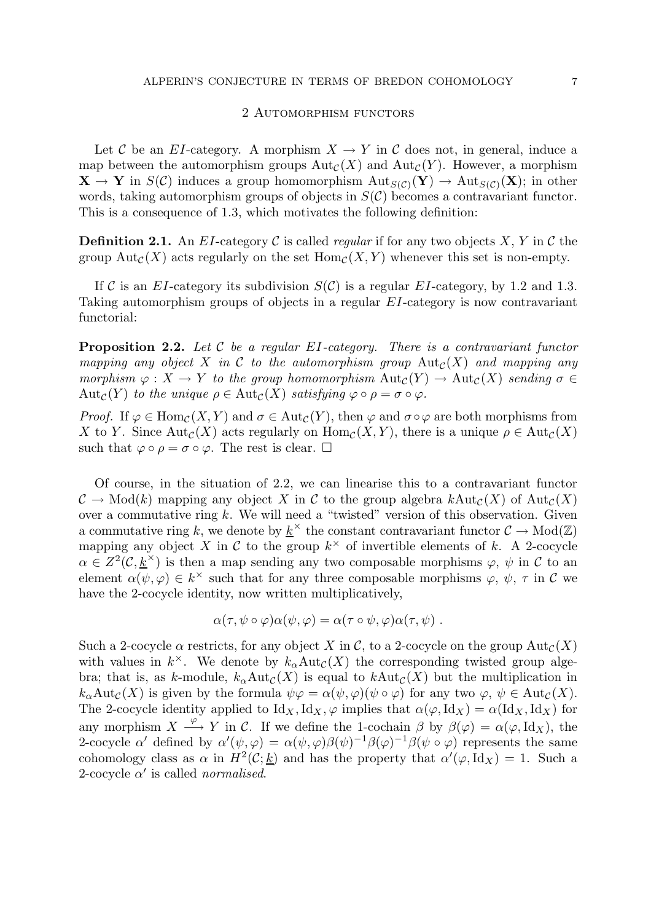## 2 Automorphism functors

Let $\mathcal{C}$ be an $EI$-category. A morphism $X \to Y$ in $\mathcal{C}$ does not, in general, induce a map between the automorphism groups $\mathrm{Aut}_\mathcal{C}(X)$ and $\mathrm{Aut}_\mathcal{C}(Y)$. However, a morphism $\mathbf{X} \to \mathbf{Y}$ in $S(\mathcal{C})$ induces a group homomorphism $\mathrm{Aut}_{S(\mathcal{C})}(\mathbf{Y}) \to \mathrm{Aut}_{S(\mathcal{C})}(\mathbf{X})$; in other words, taking automorphism groups of objects in $S(\mathcal{C})$ becomes a contravariant functor. This is a consequence of 1.3, which motivates the following definition:

**Definition 2.1.** An $EI$-category $\mathcal{C}$ is called *regular* if for any two objects $X$, $Y$ in $\mathcal{C}$ the group $\mathrm{Aut}_\mathcal{C}(X)$ acts regularly on the set $\mathrm{Hom}_\mathcal{C}(X, Y)$ whenever this set is non-empty.

If $\mathcal{C}$ is an $EI$-category its subdivision $S(\mathcal{C})$ is a regular $EI$-category, by 1.2 and 1.3. Taking automorphism groups of objects in a regular $EI$-category is now contravariant functorial:

**Proposition 2.2.** *Let $\mathcal{C}$ be a regular $EI$-category. There is a contravariant functor mapping any object $X$ in $\mathcal{C}$ to the automorphism group $\mathrm{Aut}_\mathcal{C}(X)$ and mapping any morphism $\varphi : X \to Y$ to the group homomorphism $\mathrm{Aut}_\mathcal{C}(Y) \to \mathrm{Aut}_\mathcal{C}(X)$ sending $\sigma \in \mathrm{Aut}_\mathcal{C}(Y)$ to the unique $\rho \in \mathrm{Aut}_\mathcal{C}(X)$ satisfying $\varphi \circ \rho = \sigma \circ \varphi$.*

*Proof.* If $\varphi \in \mathrm{Hom}_\mathcal{C}(X, Y)$ and $\sigma \in \mathrm{Aut}_\mathcal{C}(Y)$, then $\varphi$ and $\sigma \circ \varphi$ are both morphisms from $X$ to $Y$. Since $\mathrm{Aut}_\mathcal{C}(X)$ acts regularly on $\mathrm{Hom}_\mathcal{C}(X, Y)$, there is a unique $\rho \in \mathrm{Aut}_\mathcal{C}(X)$ such that $\varphi \circ \rho = \sigma \circ \varphi$. The rest is clear. $\square$

Of course, in the situation of 2.2, we can linearise this to a contravariant functor $\mathcal{C} \to \mathrm{Mod}(k)$ mapping any object $X$ in $\mathcal{C}$ to the group algebra $k\mathrm{Aut}_\mathcal{C}(X)$ of $\mathrm{Aut}_\mathcal{C}(X)$ over a commutative ring $k$. We will need a "twisted" version of this observation. Given a commutative ring $k$, we denote by $\underline{k}^\times$ the constant contravariant functor $\mathcal{C} \to \mathrm{Mod}(\mathbb{Z})$ mapping any object $X$ in $\mathcal{C}$ to the group $k^\times$ of invertible elements of $k$. A 2-cocycle $\alpha \in Z^2(\mathcal{C}, \underline{k}^\times)$ is then a map sending any two composable morphisms $\varphi$, $\psi$ in $\mathcal{C}$ to an element $\alpha(\psi, \varphi) \in k^\times$ such that for any three composable morphisms $\varphi$, $\psi$, $\tau$ in $\mathcal{C}$ we have the 2-cocycle identity, now written multiplicatively,

$$\alpha(\tau, \psi \circ \varphi)\alpha(\psi, \varphi) = \alpha(\tau \circ \psi, \varphi)\alpha(\tau, \psi) \ .$$

Such a 2-cocycle $\alpha$ restricts, for any object $X$ in $\mathcal{C}$, to a 2-cocycle on the group $\mathrm{Aut}_\mathcal{C}(X)$ with values in $k^\times$. We denote by $k_\alpha\mathrm{Aut}_\mathcal{C}(X)$ the corresponding twisted group algebra; that is, as $k$-module, $k_\alpha\mathrm{Aut}_\mathcal{C}(X)$ is equal to $k\mathrm{Aut}_\mathcal{C}(X)$ but the multiplication in $k_\alpha\mathrm{Aut}_\mathcal{C}(X)$ is given by the formula $\psi\varphi = \alpha(\psi, \varphi)(\psi \circ \varphi)$ for any two $\varphi$, $\psi \in \mathrm{Aut}_\mathcal{C}(X)$. The 2-cocycle identity applied to $\mathrm{Id}_X, \mathrm{Id}_X, \varphi$ implies that $\alpha(\varphi, \mathrm{Id}_X) = \alpha(\mathrm{Id}_X, \mathrm{Id}_X)$ for any morphism $X \xrightarrow{\varphi} Y$ in $\mathcal{C}$. If we define the 1-cochain $\beta$ by $\beta(\varphi) = \alpha(\varphi, \mathrm{Id}_X)$, the 2-cocycle $\alpha'$ defined by $\alpha'(\psi, \varphi) = \alpha(\psi, \varphi)\beta(\psi)^{-1}\beta(\varphi)^{-1}\beta(\psi \circ \varphi)$ represents the same cohomology class as $\alpha$ in $H^2(\mathcal{C}; \underline{k})$ and has the property that $\alpha'(\varphi, \mathrm{Id}_X) = 1$. Such a 2-cocycle $\alpha'$ is called *normalised*.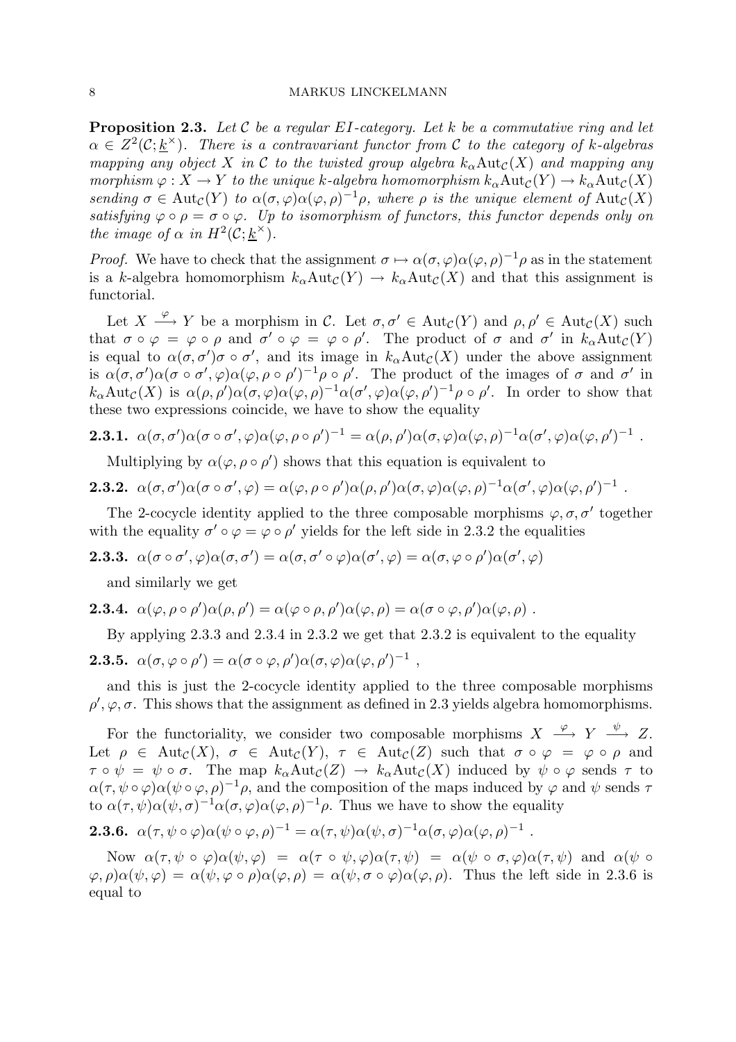**Proposition 2.3.** *Let $\mathcal{C}$ be a regular EI-category. Let $k$ be a commutative ring and let $\alpha \in Z^2(\mathcal{C}; \underline{k}^\times)$. There is a contravariant functor from $\mathcal{C}$ to the category of $k$-algebras mapping any object $X$ in $\mathcal{C}$ to the twisted group algebra $k_\alpha \mathrm{Aut}_\mathcal{C}(X)$ and mapping any morphism $\varphi : X \to Y$ to the unique $k$-algebra homomorphism $k_\alpha \mathrm{Aut}_\mathcal{C}(Y) \to k_\alpha \mathrm{Aut}_\mathcal{C}(X)$ sending $\sigma \in \mathrm{Aut}_\mathcal{C}(Y)$ to $\alpha(\sigma, \varphi)\alpha(\varphi, \rho)^{-1}\rho$, where $\rho$ is the unique element of $\mathrm{Aut}_\mathcal{C}(X)$ satisfying $\varphi \circ \rho = \sigma \circ \varphi$. Up to isomorphism of functors, this functor depends only on the image of $\alpha$ in $H^2(\mathcal{C}; \underline{k}^\times)$.*

*Proof.* We have to check that the assignment $\sigma \mapsto \alpha(\sigma, \varphi)\alpha(\varphi, \rho)^{-1}\rho$ as in the statement is a $k$-algebra homomorphism $k_\alpha \mathrm{Aut}_\mathcal{C}(Y) \to k_\alpha \mathrm{Aut}_\mathcal{C}(X)$ and that this assignment is functorial.

Let $X \xrightarrow{\varphi} Y$ be a morphism in $\mathcal{C}$. Let $\sigma, \sigma' \in \mathrm{Aut}_\mathcal{C}(Y)$ and $\rho, \rho' \in \mathrm{Aut}_\mathcal{C}(X)$ such that $\sigma \circ \varphi = \varphi \circ \rho$ and $\sigma' \circ \varphi = \varphi \circ \rho'$. The product of $\sigma$ and $\sigma'$ in $k_\alpha \mathrm{Aut}_\mathcal{C}(Y)$ is equal to $\alpha(\sigma, \sigma')\sigma \circ \sigma'$, and its image in $k_\alpha \mathrm{Aut}_\mathcal{C}(X)$ under the above assignment is $\alpha(\sigma, \sigma')\alpha(\sigma \circ \sigma', \varphi)\alpha(\varphi, \rho \circ \rho')^{-1}\rho \circ \rho'$. The product of the images of $\sigma$ and $\sigma'$ in $k_\alpha \mathrm{Aut}_\mathcal{C}(X)$ is $\alpha(\rho, \rho')\alpha(\sigma, \varphi)\alpha(\varphi, \rho)^{-1}\alpha(\sigma', \varphi)\alpha(\varphi, \rho')^{-1}\rho \circ \rho'$. In order to show that these two expressions coincide, we have to show the equality

**2.3.1.** $\alpha(\sigma, \sigma')\alpha(\sigma \circ \sigma', \varphi)\alpha(\varphi, \rho \circ \rho')^{-1} = \alpha(\rho, \rho')\alpha(\sigma, \varphi)\alpha(\varphi, \rho)^{-1}\alpha(\sigma', \varphi)\alpha(\varphi, \rho')^{-1}$ .

Multiplying by $\alpha(\varphi, \rho \circ \rho')$ shows that this equation is equivalent to

**2.3.2.** $\alpha(\sigma, \sigma')\alpha(\sigma \circ \sigma', \varphi) = \alpha(\varphi, \rho \circ \rho')\alpha(\rho, \rho')\alpha(\sigma, \varphi)\alpha(\varphi, \rho)^{-1}\alpha(\sigma', \varphi)\alpha(\varphi, \rho')^{-1}$ .

The 2-cocycle identity applied to the three composable morphisms $\varphi, \sigma, \sigma'$ together with the equality $\sigma' \circ \varphi = \varphi \circ \rho'$ yields for the left side in 2.3.2 the equalities

**2.3.3.** $\alpha(\sigma \circ \sigma', \varphi)\alpha(\sigma, \sigma') = \alpha(\sigma, \sigma' \circ \varphi)\alpha(\sigma', \varphi) = \alpha(\sigma, \varphi \circ \rho')\alpha(\sigma', \varphi)$

and similarly we get

**2.3.4.** $\alpha(\varphi, \rho \circ \rho')\alpha(\rho, \rho') = \alpha(\varphi \circ \rho, \rho')\alpha(\varphi, \rho) = \alpha(\sigma \circ \varphi, \rho')\alpha(\varphi, \rho)$ .

By applying 2.3.3 and 2.3.4 in 2.3.2 we get that 2.3.2 is equivalent to the equality

**2.3.5.** $\alpha(\sigma, \varphi \circ \rho') = \alpha(\sigma \circ \varphi, \rho')\alpha(\sigma, \varphi)\alpha(\varphi, \rho')^{-1}$ ,

and this is just the 2-cocycle identity applied to the three composable morphisms $\rho', \varphi, \sigma$. This shows that the assignment as defined in 2.3 yields algebra homomorphisms.

For the functoriality, we consider two composable morphisms $X \xrightarrow{\varphi} Y \xrightarrow{\psi} Z$. Let $\rho \in \mathrm{Aut}_\mathcal{C}(X)$, $\sigma \in \mathrm{Aut}_\mathcal{C}(Y)$, $\tau \in \mathrm{Aut}_\mathcal{C}(Z)$ such that $\sigma \circ \varphi = \varphi \circ \rho$ and $\tau \circ \psi = \psi \circ \sigma$. The map $k_\alpha \mathrm{Aut}_\mathcal{C}(Z) \to k_\alpha \mathrm{Aut}_\mathcal{C}(X)$ induced by $\psi \circ \varphi$ sends $\tau$ to $\alpha(\tau, \psi \circ \varphi)\alpha(\psi \circ \varphi, \rho)^{-1}\rho$, and the composition of the maps induced by $\varphi$ and $\psi$ sends $\tau$ to $\alpha(\tau, \psi)\alpha(\psi, \sigma)^{-1}\alpha(\sigma, \varphi)\alpha(\varphi, \rho)^{-1}\rho$. Thus we have to show the equality

**2.3.6.** $\alpha(\tau, \psi \circ \varphi)\alpha(\psi \circ \varphi, \rho)^{-1} = \alpha(\tau, \psi)\alpha(\psi, \sigma)^{-1}\alpha(\sigma, \varphi)\alpha(\varphi, \rho)^{-1}$ .

Now $\alpha(\tau, \psi \circ \varphi)\alpha(\psi, \varphi) = \alpha(\tau \circ \psi, \varphi)\alpha(\tau, \psi) = \alpha(\psi \circ \sigma, \varphi)\alpha(\tau, \psi)$ and $\alpha(\psi \circ \varphi, \rho)\alpha(\psi, \varphi) = \alpha(\psi, \varphi \circ \rho)\alpha(\varphi, \rho) = \alpha(\psi, \sigma \circ \varphi)\alpha(\varphi, \rho)$. Thus the left side in 2.3.6 is equal to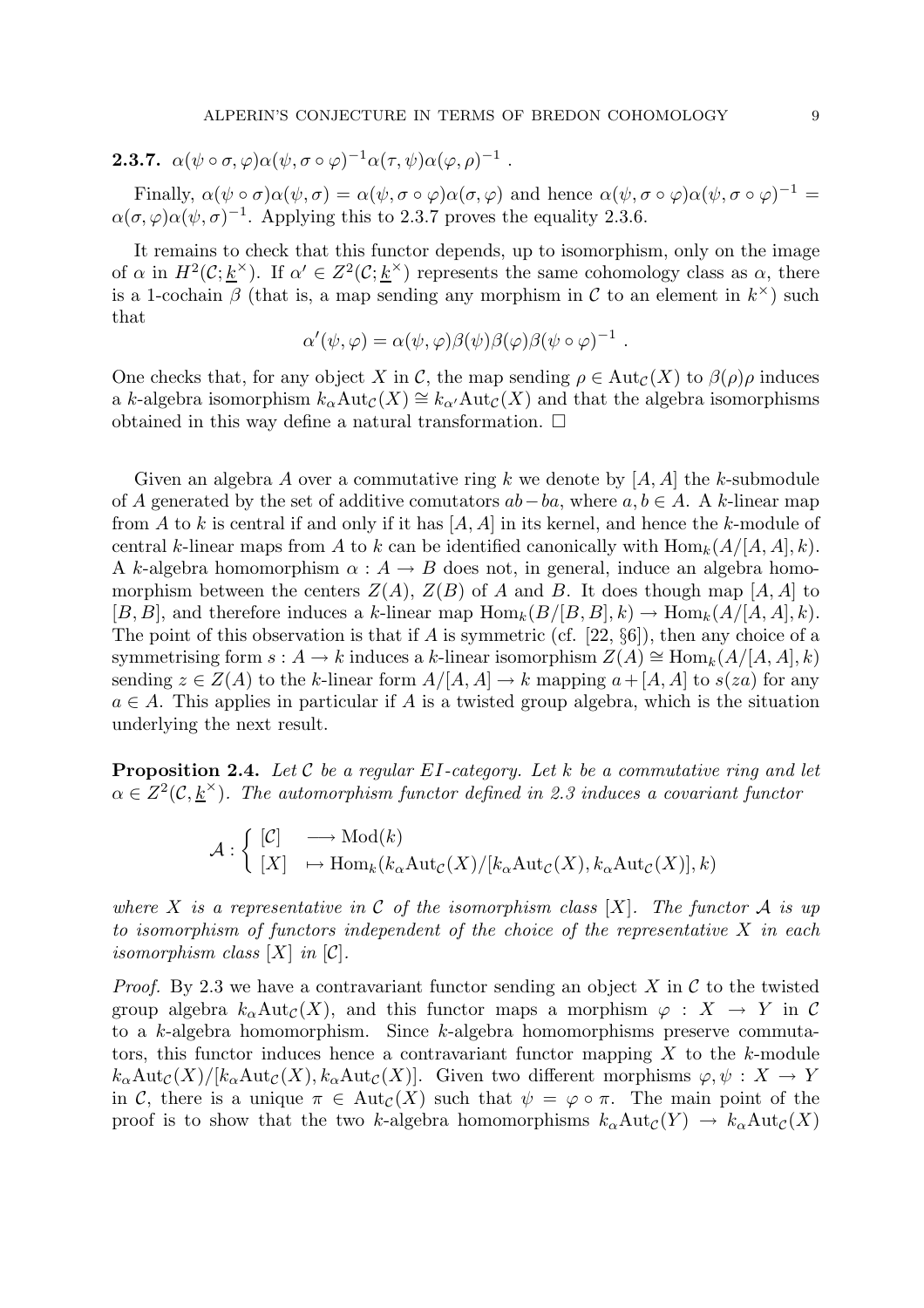**2.3.7.** $\alpha(\psi \circ \sigma, \varphi)\alpha(\psi, \sigma \circ \varphi)^{-1}\alpha(\tau, \psi)\alpha(\varphi, \rho)^{-1}$ .

Finally, $\alpha(\psi \circ \sigma)\alpha(\psi, \sigma) = \alpha(\psi, \sigma \circ \varphi)\alpha(\sigma, \varphi)$ and hence $\alpha(\psi, \sigma \circ \varphi)\alpha(\psi, \sigma \circ \varphi)^{-1} = \alpha(\sigma, \varphi)\alpha(\psi, \sigma)^{-1}$. Applying this to 2.3.7 proves the equality 2.3.6.

It remains to check that this functor depends, up to isomorphism, only on the image of $\alpha$ in $H^2(\mathcal{C}; \underline{k}^\times)$. If $\alpha' \in Z^2(\mathcal{C}; \underline{k}^\times)$ represents the same cohomology class as $\alpha$, there is a 1-cochain $\beta$ (that is, a map sending any morphism in $\mathcal{C}$ to an element in $k^\times$) such that

$$\alpha'(\psi, \varphi) = \alpha(\psi, \varphi)\beta(\psi)\beta(\varphi)\beta(\psi \circ \varphi)^{-1} .$$

One checks that, for any object $X$ in $\mathcal{C}$, the map sending $\rho \in \mathrm{Aut}_{\mathcal{C}}(X)$ to $\beta(\rho)\rho$ induces a $k$-algebra isomorphism $k_\alpha \mathrm{Aut}_{\mathcal{C}}(X) \cong k_{\alpha'}\mathrm{Aut}_{\mathcal{C}}(X)$ and that the algebra isomorphisms obtained in this way define a natural transformation. $\square$

Given an algebra $A$ over a commutative ring $k$ we denote by $[A, A]$ the $k$-submodule of $A$ generated by the set of additive comutators $ab - ba$, where $a, b \in A$. A $k$-linear map from $A$ to $k$ is central if and only if it has $[A, A]$ in its kernel, and hence the $k$-module of central $k$-linear maps from $A$ to $k$ can be identified canonically with $\mathrm{Hom}_k(A/[A, A], k)$. A $k$-algebra homomorphism $\alpha : A \to B$ does not, in general, induce an algebra homomorphism between the centers $Z(A)$, $Z(B)$ of $A$ and $B$. It does though map $[A, A]$ to $[B, B]$, and therefore induces a $k$-linear map $\mathrm{Hom}_k(B/[B, B], k) \to \mathrm{Hom}_k(A/[A, A], k)$. The point of this observation is that if $A$ is symmetric (cf. [22, §6]), then any choice of a symmetrising form $s : A \to k$ induces a $k$-linear isomorphism $Z(A) \cong \mathrm{Hom}_k(A/[A, A], k)$ sending $z \in Z(A)$ to the $k$-linear form $A/[A, A] \to k$ mapping $a + [A, A]$ to $s(za)$ for any $a \in A$. This applies in particular if $A$ is a twisted group algebra, which is the situation underlying the next result.

**Proposition 2.4.** *Let $\mathcal{C}$ be a regular EI-category. Let $k$ be a commutative ring and let $\alpha \in Z^2(\mathcal{C}, \underline{k}^\times)$. The automorphism functor defined in 2.3 induces a covariant functor*

$$\mathcal{A} : \begin{cases} [\mathcal{C}] & \longrightarrow \mathrm{Mod}(k) \\ [X] & \mapsto \mathrm{Hom}_k(k_\alpha \mathrm{Aut}_{\mathcal{C}}(X)/[k_\alpha \mathrm{Aut}_{\mathcal{C}}(X), k_\alpha \mathrm{Aut}_{\mathcal{C}}(X)], k) \end{cases}$$

*where $X$ is a representative in $\mathcal{C}$ of the isomorphism class $[X]$. The functor $\mathcal{A}$ is up to isomorphism of functors independent of the choice of the representative $X$ in each isomorphism class $[X]$ in $[\mathcal{C}]$.*

*Proof.* By 2.3 we have a contravariant functor sending an object $X$ in $\mathcal{C}$ to the twisted group algebra $k_\alpha \mathrm{Aut}_{\mathcal{C}}(X)$, and this functor maps a morphism $\varphi : X \to Y$ in $\mathcal{C}$ to a $k$-algebra homomorphism. Since $k$-algebra homomorphisms preserve commutators, this functor induces hence a contravariant functor mapping $X$ to the $k$-module $k_\alpha \mathrm{Aut}_{\mathcal{C}}(X)/[k_\alpha \mathrm{Aut}_{\mathcal{C}}(X), k_\alpha \mathrm{Aut}_{\mathcal{C}}(X)]$. Given two different morphisms $\varphi, \psi : X \to Y$ in $\mathcal{C}$, there is a unique $\pi \in \mathrm{Aut}_{\mathcal{C}}(X)$ such that $\psi = \varphi \circ \pi$. The main point of the proof is to show that the two $k$-algebra homomorphisms $k_\alpha \mathrm{Aut}_{\mathcal{C}}(Y) \to k_\alpha \mathrm{Aut}_{\mathcal{C}}(X)$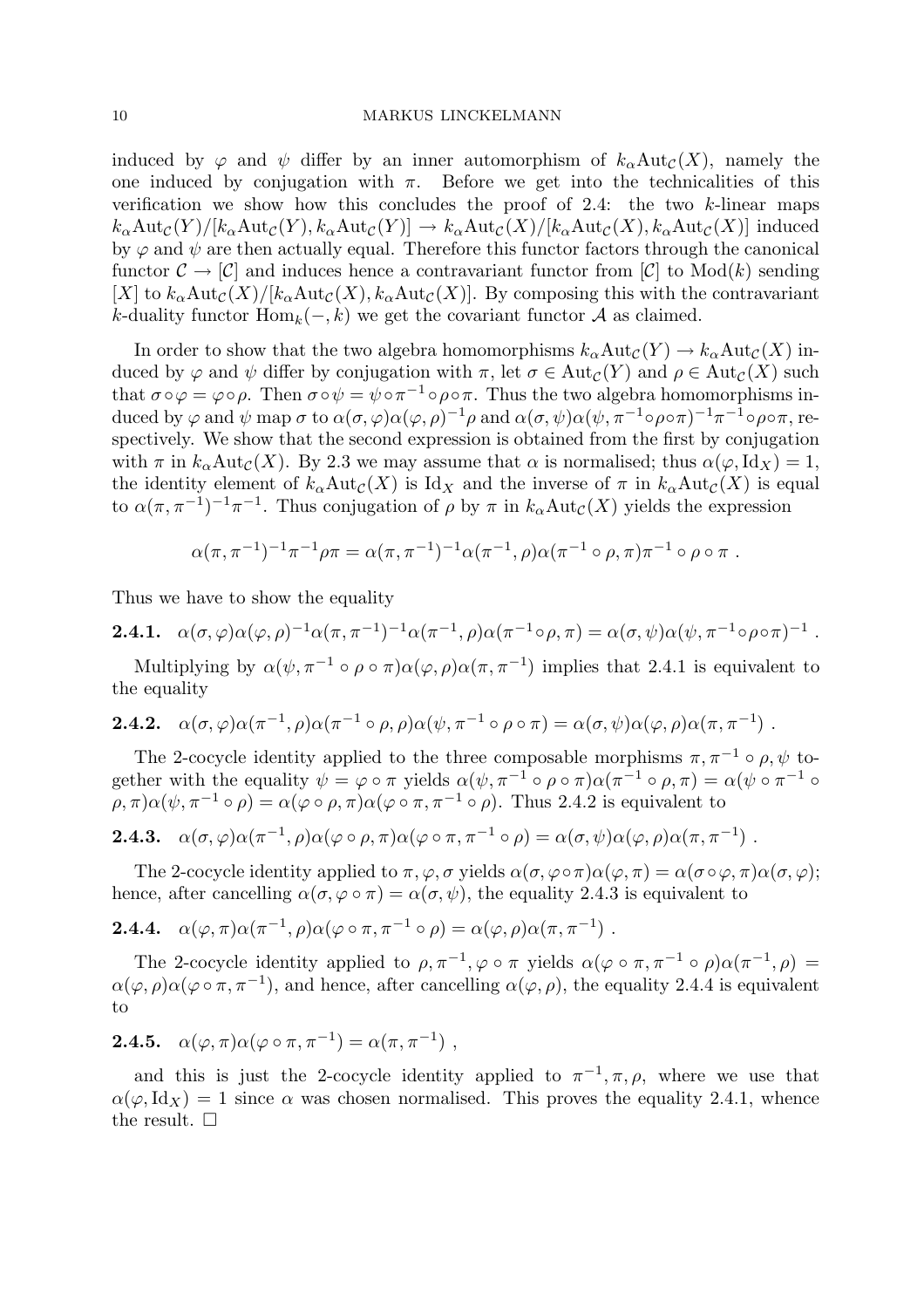induced by $\varphi$ and $\psi$ differ by an inner automorphism of $k_\alpha\mathrm{Aut}_\mathcal{C}(X)$, namely the one induced by conjugation with $\pi$. Before we get into the technicalities of this verification we show how this concludes the proof of 2.4: the two $k$-linear maps $k_\alpha\mathrm{Aut}_\mathcal{C}(Y)/[k_\alpha\mathrm{Aut}_\mathcal{C}(Y), k_\alpha\mathrm{Aut}_\mathcal{C}(Y)] \to k_\alpha\mathrm{Aut}_\mathcal{C}(X)/[k_\alpha\mathrm{Aut}_\mathcal{C}(X), k_\alpha\mathrm{Aut}_\mathcal{C}(X)]$ induced by $\varphi$ and $\psi$ are then actually equal. Therefore this functor factors through the canonical functor $\mathcal{C} \to [\mathcal{C}]$ and induces hence a contravariant functor from $[\mathcal{C}]$ to $\mathrm{Mod}(k)$ sending $[X]$ to $k_\alpha\mathrm{Aut}_\mathcal{C}(X)/[k_\alpha\mathrm{Aut}_\mathcal{C}(X), k_\alpha\mathrm{Aut}_\mathcal{C}(X)]$. By composing this with the contravariant $k$-duality functor $\mathrm{Hom}_k(-,k)$ we get the covariant functor $\mathcal{A}$ as claimed.

In order to show that the two algebra homomorphisms $k_\alpha\mathrm{Aut}_\mathcal{C}(Y) \to k_\alpha\mathrm{Aut}_\mathcal{C}(X)$ induced by $\varphi$ and $\psi$ differ by conjugation with $\pi$, let $\sigma \in \mathrm{Aut}_\mathcal{C}(Y)$ and $\rho \in \mathrm{Aut}_\mathcal{C}(X)$ such that $\sigma\circ\varphi = \varphi\circ\rho$. Then $\sigma\circ\psi = \psi\circ\pi^{-1}\circ\rho\circ\pi$. Thus the two algebra homomorphisms induced by $\varphi$ and $\psi$ map $\sigma$ to $\alpha(\sigma,\varphi)\alpha(\varphi,\rho)^{-1}\rho$ and $\alpha(\sigma,\psi)\alpha(\psi,\pi^{-1}\circ\rho\circ\pi)^{-1}\pi^{-1}\circ\rho\circ\pi$, respectively. We show that the second expression is obtained from the first by conjugation with $\pi$ in $k_\alpha\mathrm{Aut}_\mathcal{C}(X)$. By 2.3 we may assume that $\alpha$ is normalised; thus $\alpha(\varphi,\mathrm{Id}_X) = 1$, the identity element of $k_\alpha\mathrm{Aut}_\mathcal{C}(X)$ is $\mathrm{Id}_X$ and the inverse of $\pi$ in $k_\alpha\mathrm{Aut}_\mathcal{C}(X)$ is equal to $\alpha(\pi,\pi^{-1})^{-1}\pi^{-1}$. Thus conjugation of $\rho$ by $\pi$ in $k_\alpha\mathrm{Aut}_\mathcal{C}(X)$ yields the expression

$$\alpha(\pi,\pi^{-1})^{-1}\pi^{-1}\rho\pi = \alpha(\pi,\pi^{-1})^{-1}\alpha(\pi^{-1},\rho)\alpha(\pi^{-1}\circ\rho,\pi)\pi^{-1}\circ\rho\circ\pi\ .$$

Thus we have to show the equality

**2.4.1.** $\alpha(\sigma,\varphi)\alpha(\varphi,\rho)^{-1}\alpha(\pi,\pi^{-1})^{-1}\alpha(\pi^{-1},\rho)\alpha(\pi^{-1}\circ\rho,\pi) = \alpha(\sigma,\psi)\alpha(\psi,\pi^{-1}\circ\rho\circ\pi)^{-1}$ .

Multiplying by $\alpha(\psi,\pi^{-1}\circ\rho\circ\pi)\alpha(\varphi,\rho)\alpha(\pi,\pi^{-1})$ implies that 2.4.1 is equivalent to the equality

**2.4.2.** $\alpha(\sigma,\varphi)\alpha(\pi^{-1},\rho)\alpha(\pi^{-1}\circ\rho,\rho)\alpha(\psi,\pi^{-1}\circ\rho\circ\pi) = \alpha(\sigma,\psi)\alpha(\varphi,\rho)\alpha(\pi,\pi^{-1})$ .

The 2-cocycle identity applied to the three composable morphisms $\pi, \pi^{-1}\circ\rho, \psi$ together with the equality $\psi = \varphi\circ\pi$ yields $\alpha(\psi,\pi^{-1}\circ\rho\circ\pi)\alpha(\pi^{-1}\circ\rho,\pi) = \alpha(\psi\circ\pi^{-1}\circ\rho,\pi)\alpha(\psi,\pi^{-1}\circ\rho) = \alpha(\varphi\circ\rho,\pi)\alpha(\varphi\circ\pi,\pi^{-1}\circ\rho)$. Thus 2.4.2 is equivalent to

**2.4.3.** $\alpha(\sigma,\varphi)\alpha(\pi^{-1},\rho)\alpha(\varphi\circ\rho,\pi)\alpha(\varphi\circ\pi,\pi^{-1}\circ\rho) = \alpha(\sigma,\psi)\alpha(\varphi,\rho)\alpha(\pi,\pi^{-1})$ .

The 2-cocycle identity applied to $\pi,\varphi,\sigma$ yields $\alpha(\sigma,\varphi\circ\pi)\alpha(\varphi,\pi) = \alpha(\sigma\circ\varphi,\pi)\alpha(\sigma,\varphi)$; hence, after cancelling $\alpha(\sigma,\varphi\circ\pi) = \alpha(\sigma,\psi)$, the equality 2.4.3 is equivalent to

**2.4.4.** $\alpha(\varphi,\pi)\alpha(\pi^{-1},\rho)\alpha(\varphi\circ\pi,\pi^{-1}\circ\rho) = \alpha(\varphi,\rho)\alpha(\pi,\pi^{-1})$ .

The 2-cocycle identity applied to $\rho,\pi^{-1},\varphi\circ\pi$ yields $\alpha(\varphi\circ\pi,\pi^{-1}\circ\rho)\alpha(\pi^{-1},\rho) = \alpha(\varphi,\rho)\alpha(\varphi\circ\pi,\pi^{-1})$, and hence, after cancelling $\alpha(\varphi,\rho)$, the equality 2.4.4 is equivalent to

**2.4.5.** $\alpha(\varphi,\pi)\alpha(\varphi\circ\pi,\pi^{-1}) = \alpha(\pi,\pi^{-1})$ ,

and this is just the 2-cocycle identity applied to $\pi^{-1},\pi,\rho$, where we use that $\alpha(\varphi,\mathrm{Id}_X) = 1$ since $\alpha$ was chosen normalised. This proves the equality 2.4.1, whence the result. $\square$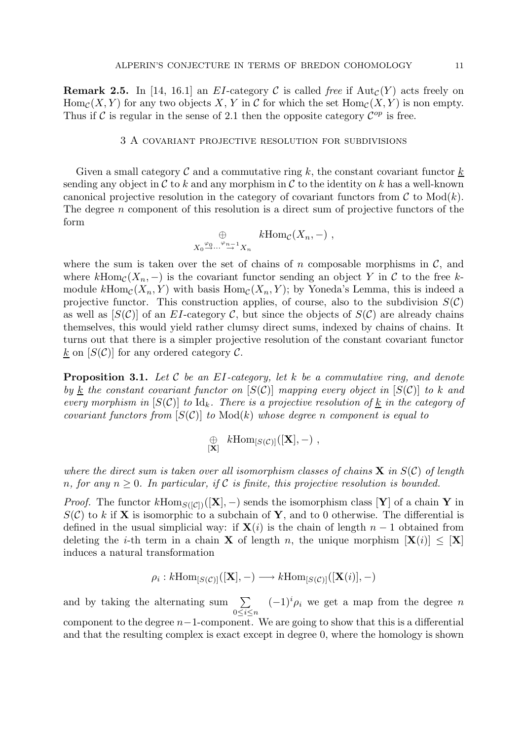**Remark 2.5.** In [14, 16.1] an $EI$-category $\mathcal{C}$ is called *free* if $\mathrm{Aut}_{\mathcal{C}}(Y)$ acts freely on $\mathrm{Hom}_{\mathcal{C}}(X,Y)$ for any two objects $X$, $Y$ in $\mathcal{C}$ for which the set $\mathrm{Hom}_{\mathcal{C}}(X,Y)$ is non empty. Thus if $\mathcal{C}$ is regular in the sense of 2.1 then the opposite category $\mathcal{C}^{op}$ is free.

## 3 A covariant projective resolution for subdivisions

Given a small category $\mathcal{C}$ and a commutative ring $k$, the constant covariant functor $\underline{k}$ sending any object in $\mathcal{C}$ to $k$ and any morphism in $\mathcal{C}$ to the identity on $k$ has a well-known canonical projective resolution in the category of covariant functors from $\mathcal{C}$ to $\mathrm{Mod}(k)$. The degree $n$ component of this resolution is a direct sum of projective functors of the form

$$\bigoplus_{X_0 \overset{\varphi_0}{\to} \cdots \overset{\varphi_{n-1}}{\to} X_n} k\mathrm{Hom}_{\mathcal{C}}(X_n, -) \ ,$$

where the sum is taken over the set of chains of $n$ composable morphisms in $\mathcal{C}$, and where $k\mathrm{Hom}_{\mathcal{C}}(X_n, -)$ is the covariant functor sending an object $Y$ in $\mathcal{C}$ to the free $k$-module $k\mathrm{Hom}_{\mathcal{C}}(X_n, Y)$ with basis $\mathrm{Hom}_{\mathcal{C}}(X_n, Y)$; by Yoneda's Lemma, this is indeed a projective functor. This construction applies, of course, also to the subdivision $S(\mathcal{C})$ as well as $[S(\mathcal{C})]$ of an $EI$-category $\mathcal{C}$, but since the objects of $S(\mathcal{C})$ are already chains themselves, this would yield rather clumsy direct sums, indexed by chains of chains. It turns out that there is a simpler projective resolution of the constant covariant functor $\underline{k}$ on $[S(\mathcal{C})]$ for any ordered category $\mathcal{C}$.

**Proposition 3.1.** *Let $\mathcal{C}$ be an $EI$-category, let $k$ be a commutative ring, and denote by $\underline{k}$ the constant covariant functor on $[S(\mathcal{C})]$ mapping every object in $[S(\mathcal{C})]$ to $k$ and every morphism in $[S(\mathcal{C})]$ to $\mathrm{Id}_k$. There is a projective resolution of $\underline{k}$ in the category of covariant functors from $[S(\mathcal{C})]$ to $\mathrm{Mod}(k)$ whose degree $n$ component is equal to*

$$\bigoplus_{[\mathbf{X}]} k\mathrm{Hom}_{[S(\mathcal{C})]}([\mathbf{X}], -) \ ,$$

*where the direct sum is taken over all isomorphism classes of chains $\mathbf{X}$ in $S(\mathcal{C})$ of length $n$, for any $n \geq 0$. In particular, if $\mathcal{C}$ is finite, this projective resolution is bounded.*

*Proof.* The functor $k\mathrm{Hom}_{S([\mathcal{C}])}([\mathbf{X}], -)$ sends the isomorphism class $[\mathbf{Y}]$ of a chain $\mathbf{Y}$ in $S(\mathcal{C})$ to $k$ if $\mathbf{X}$ is isomorphic to a subchain of $\mathbf{Y}$, and to 0 otherwise. The differential is defined in the usual simplicial way: if $\mathbf{X}(i)$ is the chain of length $n-1$ obtained from deleting the $i$-th term in a chain $\mathbf{X}$ of length $n$, the unique morphism $[\mathbf{X}(i)] \leq [\mathbf{X}]$ induces a natural transformation

$$\rho_i : k\mathrm{Hom}_{[S(\mathcal{C})]}([\mathbf{X}], -) \longrightarrow k\mathrm{Hom}_{[S(\mathcal{C})]}([\mathbf{X}(i)], -)$$

and by taking the alternating sum $\sum\limits_{0 \leq i \leq n} (-1)^i \rho_i$ we get a map from the degree $n$ component to the degree $n-1$-component. We are going to show that this is a differential and that the resulting complex is exact except in degree 0, where the homology is shown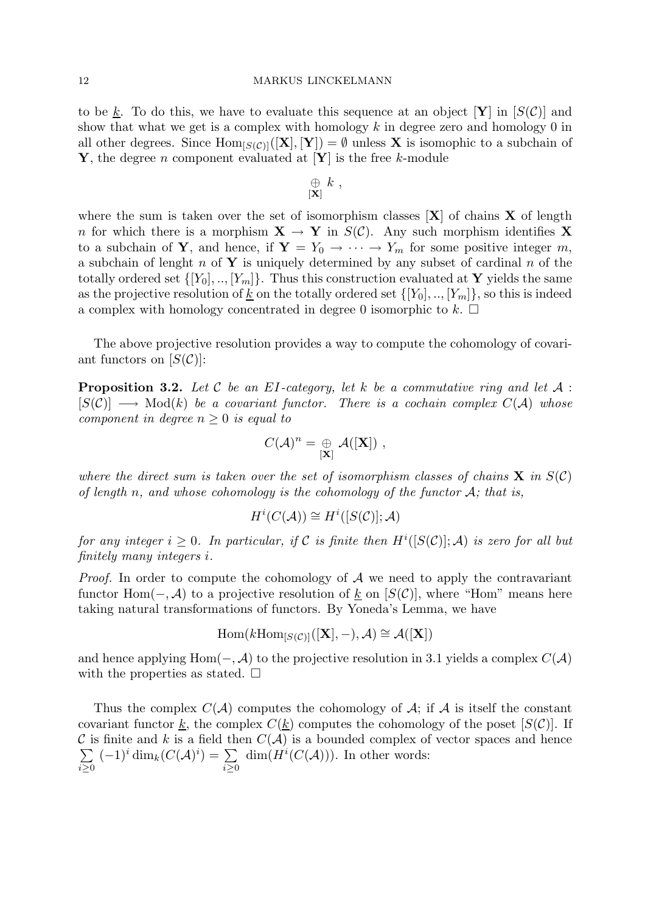to be $\underline{k}$. To do this, we have to evaluate this sequence at an object $[\mathbf{Y}]$ in $[S(\mathcal{C})]$ and show that what we get is a complex with homology $k$ in degree zero and homology 0 in all other degrees. Since $\mathrm{Hom}_{[S(\mathcal{C})]}([\mathbf{X}],[\mathbf{Y}]) = \emptyset$ unless $\mathbf{X}$ is isomophic to a subchain of $\mathbf{Y}$, the degree $n$ component evaluated at $[\mathbf{Y}]$ is the free $k$-module

$$\underset{[\mathbf{X}]}{\oplus}\ k\ ,$$

where the sum is taken over the set of isomorphism classes $[\mathbf{X}]$ of chains $\mathbf{X}$ of length $n$ for which there is a morphism $\mathbf{X} \to \mathbf{Y}$ in $S(\mathcal{C})$. Any such morphism identifies $\mathbf{X}$ to a subchain of $\mathbf{Y}$, and hence, if $\mathbf{Y} = Y_0 \to \cdots \to Y_m$ for some positive integer $m$, a subchain of lenght $n$ of $\mathbf{Y}$ is uniquely determined by any subset of cardinal $n$ of the totally ordered set $\{[Y_0],..,[Y_m]\}$. Thus this construction evaluated at $\mathbf{Y}$ yields the same as the projective resolution of $\underline{k}$ on the totally ordered set $\{[Y_0],..,[Y_m]\}$, so this is indeed a complex with homology concentrated in degree 0 isomorphic to $k$. $\square$

The above projective resolution provides a way to compute the cohomology of covariant functors on $[S(\mathcal{C})]$:

**Proposition 3.2.** *Let $\mathcal{C}$ be an EI-category, let $k$ be a commutative ring and let $\mathcal{A} : [S(\mathcal{C})] \longrightarrow \mathrm{Mod}(k)$ be a covariant functor. There is a cochain complex $C(\mathcal{A})$ whose component in degree $n \geq 0$ is equal to*

$$C(\mathcal{A})^n = \underset{[\mathbf{X}]}{\oplus}\ \mathcal{A}([\mathbf{X}])\ ,$$

*where the direct sum is taken over the set of isomorphism classes of chains $\mathbf{X}$ in $S(\mathcal{C})$ of length $n$, and whose cohomology is the cohomology of the functor $\mathcal{A}$; that is,*

$$H^i(C(\mathcal{A})) \cong H^i([S(\mathcal{C})];\mathcal{A})$$

*for any integer $i \geq 0$. In particular, if $\mathcal{C}$ is finite then $H^i([S(\mathcal{C})];\mathcal{A})$ is zero for all but finitely many integers $i$.*

*Proof.* In order to compute the cohomology of $\mathcal{A}$ we need to apply the contravariant functor $\mathrm{Hom}(-,\mathcal{A})$ to a projective resolution of $\underline{k}$ on $[S(\mathcal{C})]$, where "Hom" means here taking natural transformations of functors. By Yoneda's Lemma, we have

$$\mathrm{Hom}(k\mathrm{Hom}_{[S(\mathcal{C})]}([\mathbf{X}],-),\mathcal{A}) \cong \mathcal{A}([\mathbf{X}])$$

and hence applying $\mathrm{Hom}(-,\mathcal{A})$ to the projective resolution in 3.1 yields a complex $C(\mathcal{A})$ with the properties as stated. $\square$

Thus the complex $C(\mathcal{A})$ computes the cohomology of $\mathcal{A}$; if $\mathcal{A}$ is itself the constant covariant functor $\underline{k}$, the complex $C(\underline{k})$ computes the cohomology of the poset $[S(\mathcal{C})]$. If $\mathcal{C}$ is finite and $k$ is a field then $C(\mathcal{A})$ is a bounded complex of vector spaces and hence $\sum\limits_{i\geq 0} (-1)^i \dim_k(C(\mathcal{A})^i) = \sum\limits_{i\geq 0} \dim(H^i(C(\mathcal{A})))$. In other words: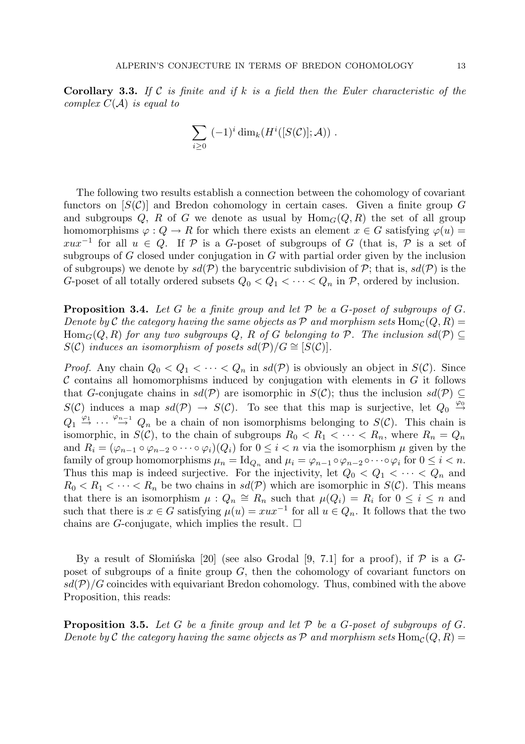**Corollary 3.3.** *If $\mathcal{C}$ is finite and if $k$ is a field then the Euler characteristic of the complex $C(\mathcal{A})$ is equal to*

$$\sum_{i \geq 0} (-1)^i \dim_k(H^i([S(\mathcal{C})]; \mathcal{A})) \ .$$

The following two results establish a connection between the cohomology of covariant functors on $[S(\mathcal{C})]$ and Bredon cohomology in certain cases. Given a finite group $G$ and subgroups $Q$, $R$ of $G$ we denote as usual by $\mathrm{Hom}_G(Q, R)$ the set of all group homomorphisms $\varphi : Q \to R$ for which there exists an element $x \in G$ satisfying $\varphi(u) = xux^{-1}$ for all $u \in Q$. If $\mathcal{P}$ is a $G$-poset of subgroups of $G$ (that is, $\mathcal{P}$ is a set of subgroups of $G$ closed under conjugation in $G$ with partial order given by the inclusion of subgroups) we denote by $sd(\mathcal{P})$ the barycentric subdivision of $\mathcal{P}$; that is, $sd(\mathcal{P})$ is the $G$-poset of all totally ordered subsets $Q_0 < Q_1 < \cdots < Q_n$ in $\mathcal{P}$, ordered by inclusion.

**Proposition 3.4.** *Let $G$ be a finite group and let $\mathcal{P}$ be a $G$-poset of subgroups of $G$. Denote by $\mathcal{C}$ the category having the same objects as $\mathcal{P}$ and morphism sets $\mathrm{Hom}_{\mathcal{C}}(Q, R) = \mathrm{Hom}_G(Q, R)$ for any two subgroups $Q$, $R$ of $G$ belonging to $\mathcal{P}$. The inclusion $sd(\mathcal{P}) \subseteq S(\mathcal{C})$ induces an isomorphism of posets $sd(\mathcal{P})/G \cong [S(\mathcal{C})]$.*

*Proof.* Any chain $Q_0 < Q_1 < \cdots < Q_n$ in $sd(\mathcal{P})$ is obviously an object in $S(\mathcal{C})$. Since $\mathcal{C}$ contains all homomorphisms induced by conjugation with elements in $G$ it follows that $G$-conjugate chains in $sd(\mathcal{P})$ are isomorphic in $S(\mathcal{C})$; thus the inclusion $sd(\mathcal{P}) \subseteq S(\mathcal{C})$ induces a map $sd(\mathcal{P}) \to S(\mathcal{C})$. To see that this map is surjective, let $Q_0 \overset{\varphi_0}{\to} Q_1 \overset{\varphi_1}{\to} \cdots \overset{\varphi_{n-1}}{\to} Q_n$ be a chain of non isomorphisms belonging to $S(\mathcal{C})$. This chain is isomorphic, in $S(\mathcal{C})$, to the chain of subgroups $R_0 < R_1 < \cdots < R_n$, where $R_n = Q_n$ and $R_i = (\varphi_{n-1} \circ \varphi_{n-2} \circ \cdots \circ \varphi_i)(Q_i)$ for $0 \leq i < n$ via the isomorphism $\mu$ given by the family of group homomorphisms $\mu_n = \mathrm{Id}_{Q_n}$ and $\mu_i = \varphi_{n-1} \circ \varphi_{n-2} \circ \cdots \circ \varphi_i$ for $0 \leq i < n$. Thus this map is indeed surjective. For the injectivity, let $Q_0 < Q_1 < \cdots < Q_n$ and $R_0 < R_1 < \cdots < R_n$ be two chains in $sd(\mathcal{P})$ which are isomorphic in $S(\mathcal{C})$. This means that there is an isomorphism $\mu : Q_n \cong R_n$ such that $\mu(Q_i) = R_i$ for $0 \leq i \leq n$ and such that there is $x \in G$ satisfying $\mu(u) = xux^{-1}$ for all $u \in Q_n$. It follows that the two chains are $G$-conjugate, which implies the result. $\square$

By a result of Słomińska [20] (see also Grodal [9, 7.1] for a proof), if $\mathcal{P}$ is a $G$-poset of subgroups of a finite group $G$, then the cohomology of covariant functors on $sd(\mathcal{P})/G$ coincides with equivariant Bredon cohomology. Thus, combined with the above Proposition, this reads:

**Proposition 3.5.** *Let $G$ be a finite group and let $\mathcal{P}$ be a $G$-poset of subgroups of $G$. Denote by $\mathcal{C}$ the category having the same objects as $\mathcal{P}$ and morphism sets $\mathrm{Hom}_{\mathcal{C}}(Q, R) =$*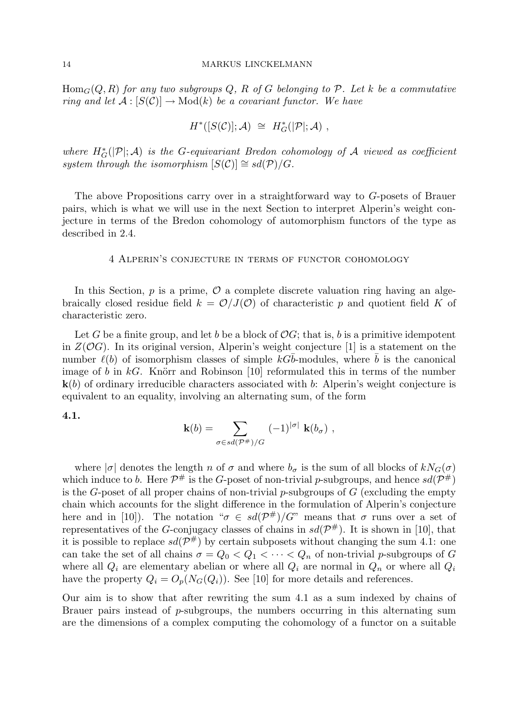*$\mathrm{Hom}_G(Q,R)$ for any two subgroups $Q$, $R$ of $G$ belonging to $\mathcal{P}$. Let $k$ be a commutative ring and let $\mathcal{A} : [S(\mathcal{C})] \to \mathrm{Mod}(k)$ be a covariant functor. We have*

$$H^*([S(\mathcal{C})];\mathcal{A}) \;\cong\; H^*_G(|\mathcal{P}|;\mathcal{A})\ ,$$

*where $H^*_G(|\mathcal{P}|;\mathcal{A})$ is the $G$-equivariant Bredon cohomology of $\mathcal{A}$ viewed as coefficient system through the isomorphism $[S(\mathcal{C})] \cong sd(\mathcal{P})/G$.*

The above Propositions carry over in a straightforward way to $G$-posets of Brauer pairs, which is what we will use in the next Section to interpret Alperin's weight conjecture in terms of the Bredon cohomology of automorphism functors of the type as described in 2.4.

## 4 Alperin's conjecture in terms of functor cohomology

In this Section, $p$ is a prime, $\mathcal{O}$ a complete discrete valuation ring having an algebraically closed residue field $k = \mathcal{O}/J(\mathcal{O})$ of characteristic $p$ and quotient field $K$ of characteristic zero.

Let $G$ be a finite group, and let $b$ be a block of $\mathcal{O}G$; that is, $b$ is a primitive idempotent in $Z(\mathcal{O}G)$. In its original version, Alperin's weight conjecture [1] is a statement on the number $\ell(b)$ of isomorphism classes of simple $kG\bar{b}$-modules, where $\bar{b}$ is the canonical image of $b$ in $kG$. Knörr and Robinson [10] reformulated this in terms of the number $\mathbf{k}(b)$ of ordinary irreducible characters associated with $b$: Alperin's weight conjecture is equivalent to an equality, involving an alternating sum, of the form

**4.1.**

$$\mathbf{k}(b) = \sum_{\sigma \in sd(\mathcal{P}^{\#})/G} (-1)^{|\sigma|}\ \mathbf{k}(b_\sigma)\ ,$$

where $|\sigma|$ denotes the length $n$ of $\sigma$ and where $b_\sigma$ is the sum of all blocks of $kN_G(\sigma)$ which induce to $b$. Here $\mathcal{P}^{\#}$ is the $G$-poset of non-trivial $p$-subgroups, and hence $sd(\mathcal{P}^{\#})$ is the $G$-poset of all proper chains of non-trivial $p$-subgroups of $G$ (excluding the empty chain which accounts for the slight difference in the formulation of Alperin's conjecture here and in [10]). The notation "$\sigma \in sd(\mathcal{P}^{\#})/G$" means that $\sigma$ runs over a set of representatives of the $G$-conjugacy classes of chains in $sd(\mathcal{P}^{\#})$. It is shown in [10], that it is possible to replace $sd(\mathcal{P}^{\#})$ by certain subposets without changing the sum 4.1: one can take the set of all chains $\sigma = Q_0 < Q_1 < \cdots < Q_n$ of non-trivial $p$-subgroups of $G$ where all $Q_i$ are elementary abelian or where all $Q_i$ are normal in $Q_n$ or where all $Q_i$ have the property $Q_i = O_p(N_G(Q_i))$. See [10] for more details and references.

Our aim is to show that after rewriting the sum 4.1 as a sum indexed by chains of Brauer pairs instead of $p$-subgroups, the numbers occurring in this alternating sum are the dimensions of a complex computing the cohomology of a functor on a suitable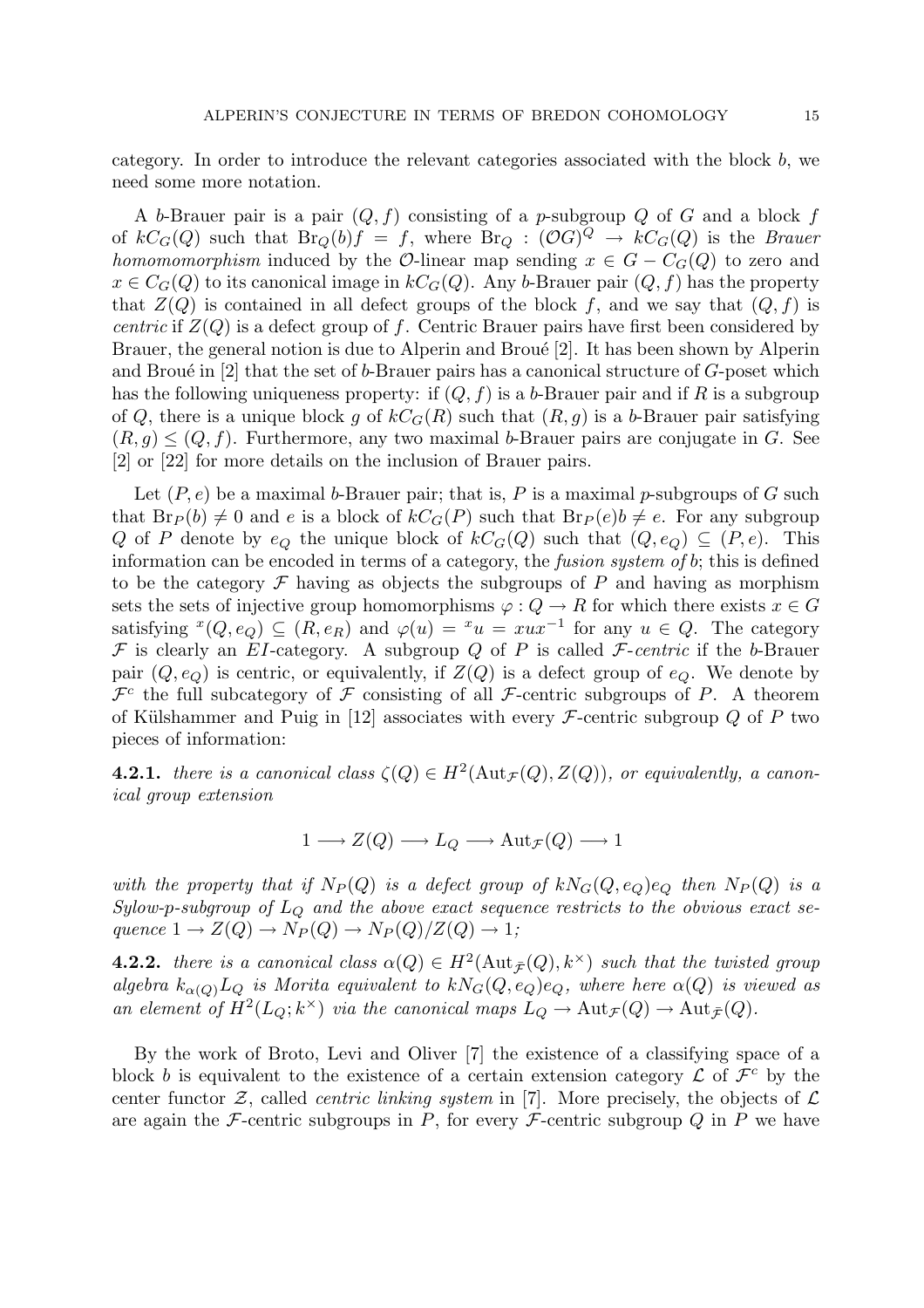category. In order to introduce the relevant categories associated with the block $b$, we need some more notation.

A $b$-Brauer pair is a pair $(Q, f)$ consisting of a $p$-subgroup $Q$ of $G$ and a block $f$ of $kC_G(Q)$ such that $\mathrm{Br}_Q(b)f = f$, where $\mathrm{Br}_Q : (\mathcal{O}G)^Q \to kC_G(Q)$ is the *Brauer homomomorphism* induced by the $\mathcal{O}$-linear map sending $x \in G - C_G(Q)$ to zero and $x \in C_G(Q)$ to its canonical image in $kC_G(Q)$. Any $b$-Brauer pair $(Q, f)$ has the property that $Z(Q)$ is contained in all defect groups of the block $f$, and we say that $(Q, f)$ is *centric* if $Z(Q)$ is a defect group of $f$. Centric Brauer pairs have first been considered by Brauer, the general notion is due to Alperin and Broué [2]. It has been shown by Alperin and Broué in [2] that the set of $b$-Brauer pairs has a canonical structure of $G$-poset which has the following uniqueness property: if $(Q, f)$ is a $b$-Brauer pair and if $R$ is a subgroup of $Q$, there is a unique block $g$ of $kC_G(R)$ such that $(R, g)$ is a $b$-Brauer pair satisfying $(R, g) \leq (Q, f)$. Furthermore, any two maximal $b$-Brauer pairs are conjugate in $G$. See [2] or [22] for more details on the inclusion of Brauer pairs.

Let $(P, e)$ be a maximal $b$-Brauer pair; that is, $P$ is a maximal $p$-subgroups of $G$ such that $\mathrm{Br}_P(b) \neq 0$ and $e$ is a block of $kC_G(P)$ such that $\mathrm{Br}_P(e)b \neq e$. For any subgroup $Q$ of $P$ denote by $e_Q$ the unique block of $kC_G(Q)$ such that $(Q, e_Q) \subseteq (P, e)$. This information can be encoded in terms of a category, the *fusion system of* $b$; this is defined to be the category $\mathcal{F}$ having as objects the subgroups of $P$ and having as morphism sets the sets of injective group homomorphisms $\varphi : Q \to R$ for which there exists $x \in G$ satisfying ${}^x(Q, e_Q) \subseteq (R, e_R)$ and $\varphi(u) = {}^x u = xux^{-1}$ for any $u \in Q$. The category $\mathcal{F}$ is clearly an $EI$-category. A subgroup $Q$ of $P$ is called $\mathcal{F}$*-centric* if the $b$-Brauer pair $(Q, e_Q)$ is centric, or equivalently, if $Z(Q)$ is a defect group of $e_Q$. We denote by $\mathcal{F}^c$ the full subcategory of $\mathcal{F}$ consisting of all $\mathcal{F}$-centric subgroups of $P$. A theorem of Külshammer and Puig in [12] associates with every $\mathcal{F}$-centric subgroup $Q$ of $P$ two pieces of information:

**4.2.1.** *there is a canonical class $\zeta(Q) \in H^2(\mathrm{Aut}_{\mathcal{F}}(Q), Z(Q))$, or equivalently, a canonical group extension*

$$1 \longrightarrow Z(Q) \longrightarrow L_Q \longrightarrow \mathrm{Aut}_{\mathcal{F}}(Q) \longrightarrow 1$$

*with the property that if $N_P(Q)$ is a defect group of $kN_G(Q, e_Q)e_Q$ then $N_P(Q)$ is a Sylow-p-subgroup of $L_Q$ and the above exact sequence restricts to the obvious exact sequence $1 \to Z(Q) \to N_P(Q) \to N_P(Q)/Z(Q) \to 1$;*

**4.2.2.** *there is a canonical class $\alpha(Q) \in H^2(\mathrm{Aut}_{\bar{\mathcal{F}}}(Q), k^\times)$ such that the twisted group algebra $k_{\alpha(Q)}L_Q$ is Morita equivalent to $kN_G(Q, e_Q)e_Q$, where here $\alpha(Q)$ is viewed as an element of $H^2(L_Q; k^\times)$ via the canonical maps $L_Q \to \mathrm{Aut}_{\mathcal{F}}(Q) \to \mathrm{Aut}_{\bar{\mathcal{F}}}(Q)$.*

By the work of Broto, Levi and Oliver [7] the existence of a classifying space of a block $b$ is equivalent to the existence of a certain extension category $\mathcal{L}$ of $\mathcal{F}^c$ by the center functor $\mathcal{Z}$, called *centric linking system* in [7]. More precisely, the objects of $\mathcal{L}$ are again the $\mathcal{F}$-centric subgroups in $P$, for every $\mathcal{F}$-centric subgroup $Q$ in $P$ we have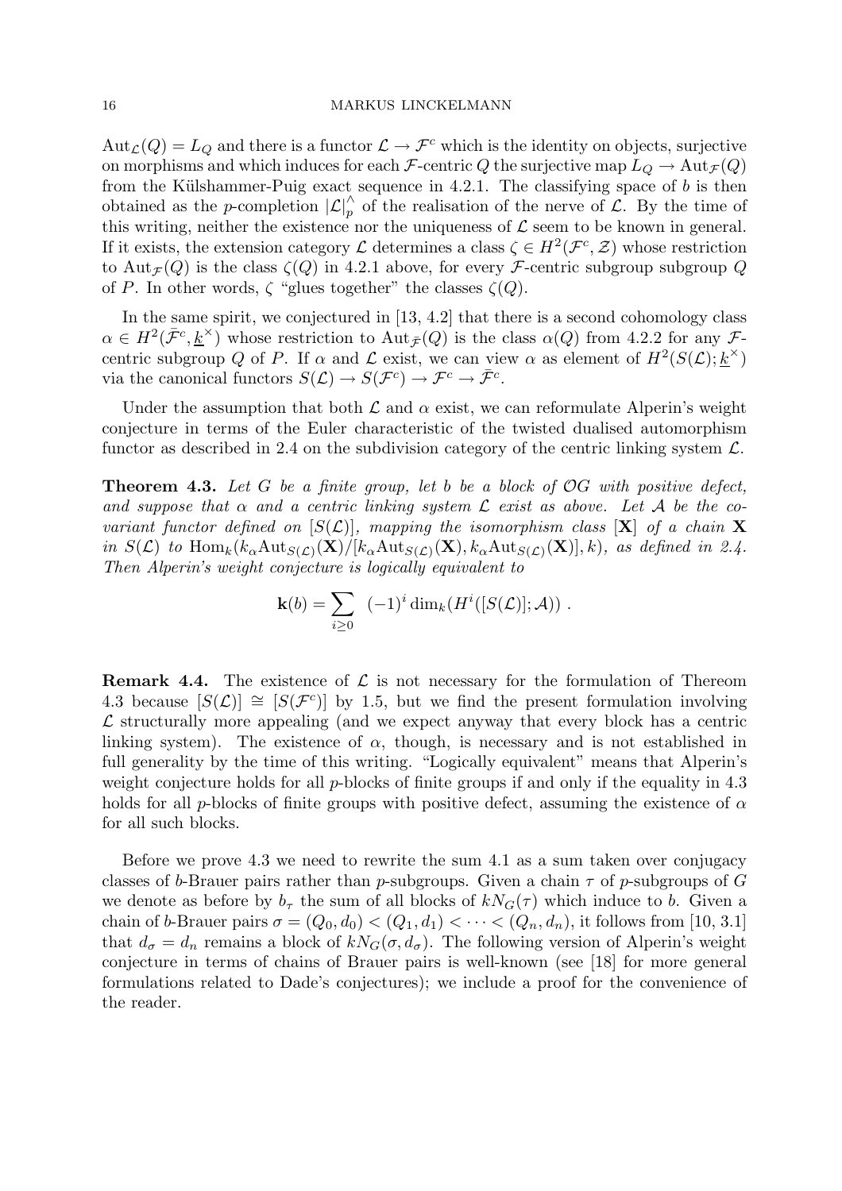$\mathrm{Aut}_{\mathcal{L}}(Q) = L_Q$ and there is a functor $\mathcal{L} \to \mathcal{F}^c$ which is the identity on objects, surjective on morphisms and which induces for each $\mathcal{F}$-centric $Q$ the surjective map $L_Q \to \mathrm{Aut}_{\mathcal{F}}(Q)$ from the Külshammer-Puig exact sequence in 4.2.1. The classifying space of $b$ is then obtained as the $p$-completion $|\mathcal{L}|_p^\wedge$ of the realisation of the nerve of $\mathcal{L}$. By the time of this writing, neither the existence nor the uniqueness of $\mathcal{L}$ seem to be known in general. If it exists, the extension category $\mathcal{L}$ determines a class $\zeta \in H^2(\mathcal{F}^c, \mathcal{Z})$ whose restriction to $\mathrm{Aut}_{\mathcal{F}}(Q)$ is the class $\zeta(Q)$ in 4.2.1 above, for every $\mathcal{F}$-centric subgroup subgroup $Q$ of $P$. In other words, $\zeta$ "glues together" the classes $\zeta(Q)$.

In the same spirit, we conjectured in [13, 4.2] that there is a second cohomology class $\alpha \in H^2(\bar{\mathcal{F}}^c, \underline{k}^\times)$ whose restriction to $\mathrm{Aut}_{\bar{\mathcal{F}}}(Q)$ is the class $\alpha(Q)$ from 4.2.2 for any $\mathcal{F}$-centric subgroup $Q$ of $P$. If $\alpha$ and $\mathcal{L}$ exist, we can view $\alpha$ as element of $H^2(S(\mathcal{L}); \underline{k}^\times)$ via the canonical functors $S(\mathcal{L}) \to S(\mathcal{F}^c) \to \mathcal{F}^c \to \bar{\mathcal{F}}^c$.

Under the assumption that both $\mathcal{L}$ and $\alpha$ exist, we can reformulate Alperin's weight conjecture in terms of the Euler characteristic of the twisted dualised automorphism functor as described in 2.4 on the subdivision category of the centric linking system $\mathcal{L}$.

**Theorem 4.3.** *Let $G$ be a finite group, let $b$ be a block of $\mathcal{O}G$ with positive defect, and suppose that $\alpha$ and a centric linking system $\mathcal{L}$ exist as above. Let $\mathcal{A}$ be the covariant functor defined on $[S(\mathcal{L})]$, mapping the isomorphism class $[\mathbf{X}]$ of a chain $\mathbf{X}$ in $S(\mathcal{L})$ to $\mathrm{Hom}_k(k_\alpha \mathrm{Aut}_{S(\mathcal{L})}(\mathbf{X})/[k_\alpha \mathrm{Aut}_{S(\mathcal{L})}(\mathbf{X}), k_\alpha \mathrm{Aut}_{S(\mathcal{L})}(\mathbf{X})], k)$, as defined in 2.4. Then Alperin's weight conjecture is logically equivalent to*

$$\mathbf{k}(b) = \sum_{i \geq 0} (-1)^i \dim_k(H^i([S(\mathcal{L})]; \mathcal{A})) .$$

**Remark 4.4.** The existence of $\mathcal{L}$ is not necessary for the formulation of Thereom 4.3 because $[S(\mathcal{L})] \cong [S(\mathcal{F}^c)]$ by 1.5, but we find the present formulation involving $\mathcal{L}$ structurally more appealing (and we expect anyway that every block has a centric linking system). The existence of $\alpha$, though, is necessary and is not established in full generality by the time of this writing. "Logically equivalent" means that Alperin's weight conjecture holds for all $p$-blocks of finite groups if and only if the equality in 4.3 holds for all $p$-blocks of finite groups with positive defect, assuming the existence of $\alpha$ for all such blocks.

Before we prove 4.3 we need to rewrite the sum 4.1 as a sum taken over conjugacy classes of $b$-Brauer pairs rather than $p$-subgroups. Given a chain $\tau$ of $p$-subgroups of $G$ we denote as before by $b_\tau$ the sum of all blocks of $kN_G(\tau)$ which induce to $b$. Given a chain of $b$-Brauer pairs $\sigma = (Q_0, d_0) < (Q_1, d_1) < \cdots < (Q_n, d_n)$, it follows from [10, 3.1] that $d_\sigma = d_n$ remains a block of $kN_G(\sigma, d_\sigma)$. The following version of Alperin's weight conjecture in terms of chains of Brauer pairs is well-known (see [18] for more general formulations related to Dade's conjectures); we include a proof for the convenience of the reader.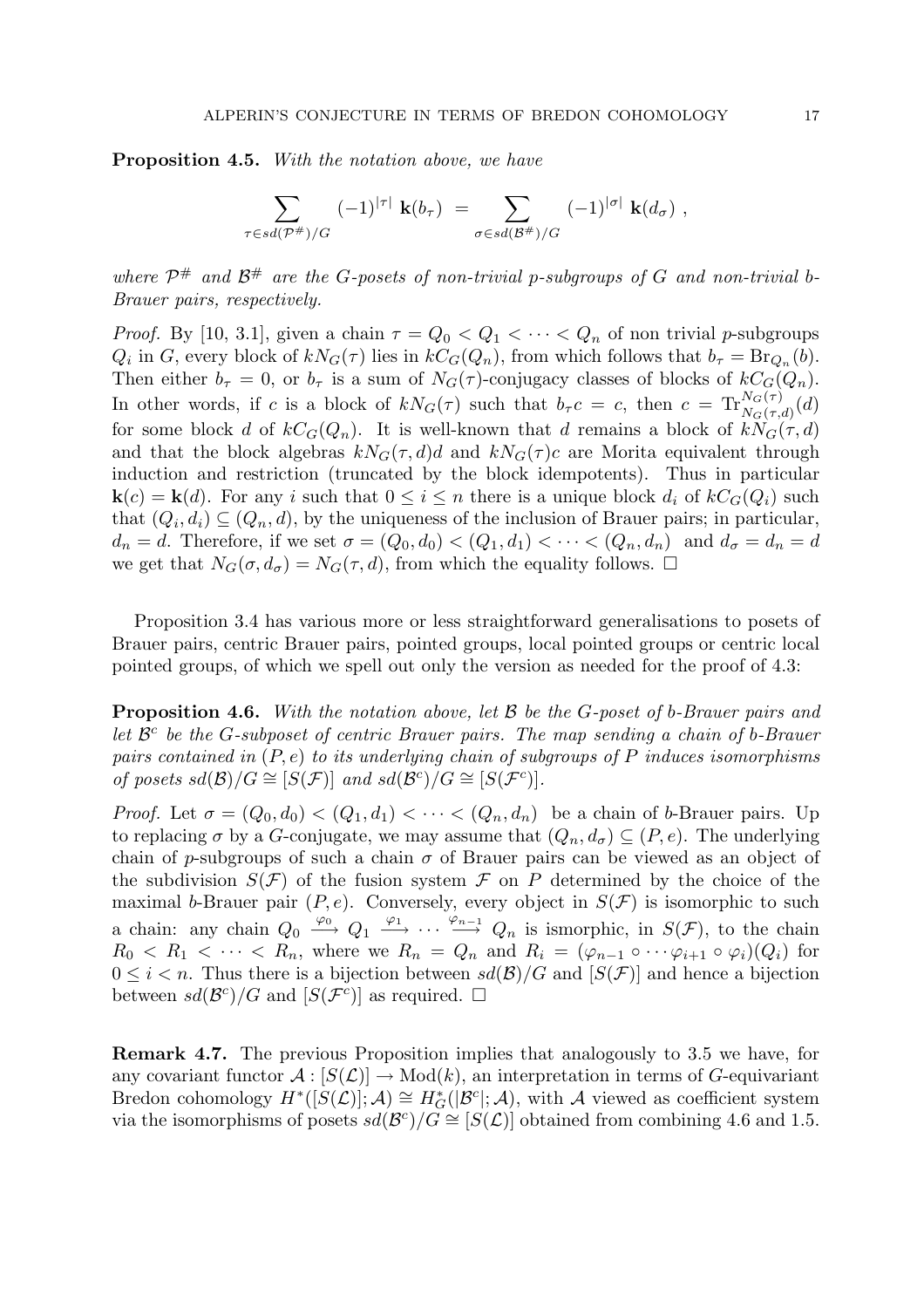**Proposition 4.5.** *With the notation above, we have*

$$\sum_{\tau \in sd(\mathcal{P}^{\#})/G} (-1)^{|\tau|}\ \mathbf{k}(b_\tau)\ =\ \sum_{\sigma \in sd(\mathcal{B}^{\#})/G} (-1)^{|\sigma|}\ \mathbf{k}(d_\sigma)\ ,$$

*where* $\mathcal{P}^{\#}$ *and* $\mathcal{B}^{\#}$ *are the G-posets of non-trivial p-subgroups of G and non-trivial b-Brauer pairs, respectively.*

*Proof.* By [10, 3.1], given a chain $\tau = Q_0 < Q_1 < \cdots < Q_n$ of non trivial $p$-subgroups $Q_i$ in $G$, every block of $kN_G(\tau)$ lies in $kC_G(Q_n)$, from which follows that $b_\tau = \mathrm{Br}_{Q_n}(b)$. Then either $b_\tau = 0$, or $b_\tau$ is a sum of $N_G(\tau)$-conjugacy classes of blocks of $kC_G(Q_n)$. In other words, if $c$ is a block of $kN_G(\tau)$ such that $b_\tau c = c$, then $c = \mathrm{Tr}_{N_G(\tau,d)}^{N_G(\tau)}(d)$ for some block $d$ of $kC_G(Q_n)$. It is well-known that $d$ remains a block of $kN_G(\tau, d)$ and that the block algebras $kN_G(\tau,d)d$ and $kN_G(\tau)c$ are Morita equivalent through induction and restriction (truncated by the block idempotents). Thus in particular $\mathbf{k}(c) = \mathbf{k}(d)$. For any $i$ such that $0 \le i \le n$ there is a unique block $d_i$ of $kC_G(Q_i)$ such that $(Q_i, d_i) \subseteq (Q_n, d)$, by the uniqueness of the inclusion of Brauer pairs; in particular, $d_n = d$. Therefore, if we set $\sigma = (Q_0, d_0) < (Q_1, d_1) < \cdots < (Q_n, d_n)$ and $d_\sigma = d_n = d$ we get that $N_G(\sigma, d_\sigma) = N_G(\tau, d)$, from which the equality follows. $\square$

Proposition 3.4 has various more or less straightforward generalisations to posets of Brauer pairs, centric Brauer pairs, pointed groups, local pointed groups or centric local pointed groups, of which we spell out only the version as needed for the proof of 4.3:

**Proposition 4.6.** *With the notation above, let* $\mathcal{B}$ *be the G-poset of b-Brauer pairs and let* $\mathcal{B}^c$ *be the G-subposet of centric Brauer pairs. The map sending a chain of b-Brauer pairs contained in* $(P, e)$ *to its underlying chain of subgroups of P induces isomorphisms of posets* $sd(\mathcal{B})/G \cong [S(\mathcal{F})]$ *and* $sd(\mathcal{B}^c)/G \cong [S(\mathcal{F}^c)]$*.*

*Proof.* Let $\sigma = (Q_0, d_0) < (Q_1, d_1) < \cdots < (Q_n, d_n)$ be a chain of $b$-Brauer pairs. Up to replacing $\sigma$ by a $G$-conjugate, we may assume that $(Q_n, d_\sigma) \subseteq (P, e)$. The underlying chain of $p$-subgroups of such a chain $\sigma$ of Brauer pairs can be viewed as an object of the subdivision $S(\mathcal{F})$ of the fusion system $\mathcal{F}$ on $P$ determined by the choice of the maximal $b$-Brauer pair $(P, e)$. Conversely, every object in $S(\mathcal{F})$ is isomorphic to such a chain: any chain $Q_0 \xrightarrow{\varphi_0} Q_1 \xrightarrow{\varphi_1} \cdots \xrightarrow{\varphi_{n-1}} Q_n$ is ismorphic, in $S(\mathcal{F})$, to the chain $R_0 < R_1 < \cdots < R_n$, where we $R_n = Q_n$ and $R_i = (\varphi_{n-1} \circ \cdots \varphi_{i+1} \circ \varphi_i)(Q_i)$ for $0 \le i < n$. Thus there is a bijection between $sd(\mathcal{B})/G$ and $[S(\mathcal{F})]$ and hence a bijection between $sd(\mathcal{B}^c)/G$ and $[S(\mathcal{F}^c)]$ as required. $\square$

**Remark 4.7.** The previous Proposition implies that analogously to 3.5 we have, for any covariant functor $\mathcal{A} : [S(\mathcal{L})] \to \mathrm{Mod}(k)$, an interpretation in terms of $G$-equivariant Bredon cohomology $H^*([S(\mathcal{L})]; \mathcal{A}) \cong H^*_G(|\mathcal{B}^c|; \mathcal{A})$, with $\mathcal{A}$ viewed as coefficient system via the isomorphisms of posets $sd(\mathcal{B}^c)/G \cong [S(\mathcal{L})]$ obtained from combining 4.6 and 1.5.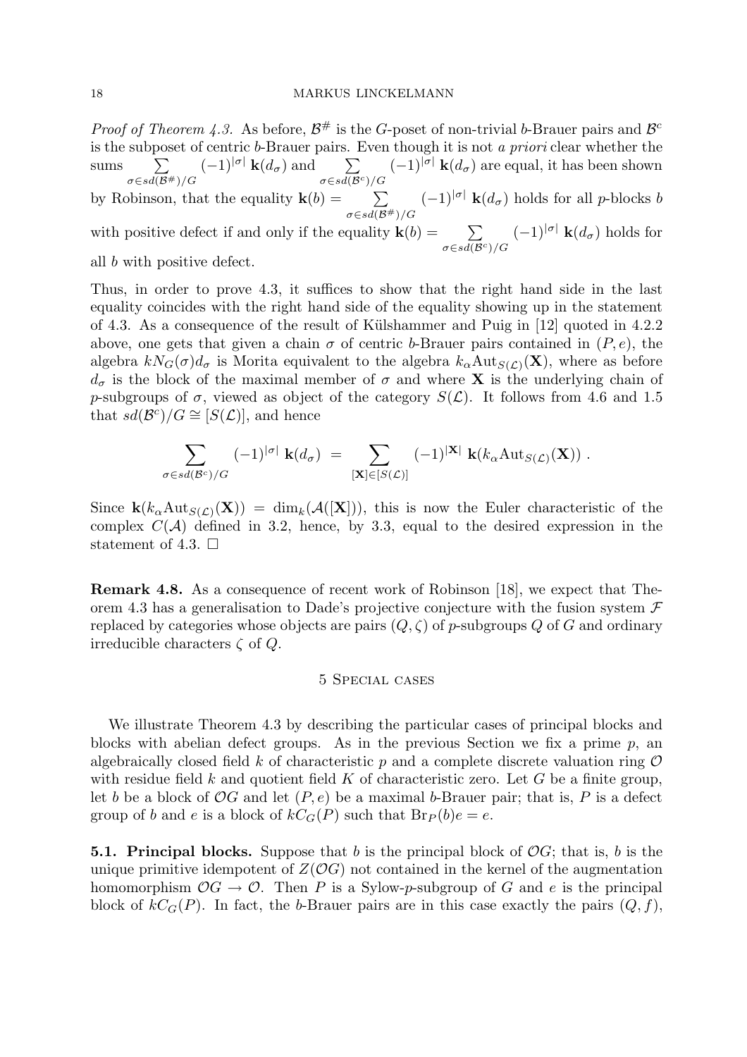*Proof of Theorem 4.3.* As before, $\mathcal{B}^\#$ is the $G$-poset of non-trivial $b$-Brauer pairs and $\mathcal{B}^c$ is the subposet of centric $b$-Brauer pairs. Even though it is not *a priori* clear whether the sums $\sum_{\sigma \in sd(\mathcal{B}^\#)/G} (-1)^{|\sigma|}\ \mathbf{k}(d_\sigma)$ and $\sum_{\sigma \in sd(\mathcal{B}^c)/G} (-1)^{|\sigma|}\ \mathbf{k}(d_\sigma)$ are equal, it has been shown by Robinson, that the equality $\mathbf{k}(b) = \sum_{\sigma \in sd(\mathcal{B}^\#)/G} (-1)^{|\sigma|}\ \mathbf{k}(d_\sigma)$ holds for all $p$-blocks $b$ with positive defect if and only if the equality $\mathbf{k}(b) = \sum_{\sigma \in sd(\mathcal{B}^c)/G} (-1)^{|\sigma|}\ \mathbf{k}(d_\sigma)$ holds for all $b$ with positive defect.

Thus, in order to prove 4.3, it suffices to show that the right hand side in the last equality coincides with the right hand side of the equality showing up in the statement of 4.3. As a consequence of the result of Külshammer and Puig in [12] quoted in 4.2.2 above, one gets that given a chain $\sigma$ of centric $b$-Brauer pairs contained in $(P, e)$, the algebra $kN_G(\sigma)d_\sigma$ is Morita equivalent to the algebra $k_\alpha \mathrm{Aut}_{S(\mathcal{L})}(\mathbf{X})$, where as before $d_\sigma$ is the block of the maximal member of $\sigma$ and where $\mathbf{X}$ is the underlying chain of $p$-subgroups of $\sigma$, viewed as object of the category $S(\mathcal{L})$. It follows from 4.6 and 1.5 that $sd(\mathcal{B}^c)/G \cong [S(\mathcal{L})]$, and hence

$$\sum_{\sigma \in sd(\mathcal{B}^c)/G} (-1)^{|\sigma|}\ \mathbf{k}(d_\sigma)\ =\ \sum_{[\mathbf{X}] \in [S(\mathcal{L})]} (-1)^{|\mathbf{X}|}\ \mathbf{k}(k_\alpha \mathrm{Aut}_{S(\mathcal{L})}(\mathbf{X}))\ .$$

Since $\mathbf{k}(k_\alpha \mathrm{Aut}_{S(\mathcal{L})}(\mathbf{X})) = \dim_k(\mathcal{A}([\mathbf{X}]))$, this is now the Euler characteristic of the complex $C(\mathcal{A})$ defined in 3.2, hence, by 3.3, equal to the desired expression in the statement of 4.3. $\square$

**Remark 4.8.** As a consequence of recent work of Robinson [18], we expect that Theorem 4.3 has a generalisation to Dade's projective conjecture with the fusion system $\mathcal{F}$ replaced by categories whose objects are pairs $(Q, \zeta)$ of $p$-subgroups $Q$ of $G$ and ordinary irreducible characters $\zeta$ of $Q$.

## 5 Special cases

We illustrate Theorem 4.3 by describing the particular cases of principal blocks and blocks with abelian defect groups. As in the previous Section we fix a prime $p$, an algebraically closed field $k$ of characteristic $p$ and a complete discrete valuation ring $\mathcal{O}$ with residue field $k$ and quotient field $K$ of characteristic zero. Let $G$ be a finite group, let $b$ be a block of $\mathcal{O}G$ and let $(P, e)$ be a maximal $b$-Brauer pair; that is, $P$ is a defect group of $b$ and $e$ is a block of $kC_G(P)$ such that $\mathrm{Br}_P(b)e = e$.

**5.1. Principal blocks.** Suppose that $b$ is the principal block of $\mathcal{O}G$; that is, $b$ is the unique primitive idempotent of $Z(\mathcal{O}G)$ not contained in the kernel of the augmentation homomorphism $\mathcal{O}G \to \mathcal{O}$. Then $P$ is a Sylow-$p$-subgroup of $G$ and $e$ is the principal block of $kC_G(P)$. In fact, the $b$-Brauer pairs are in this case exactly the pairs $(Q, f)$,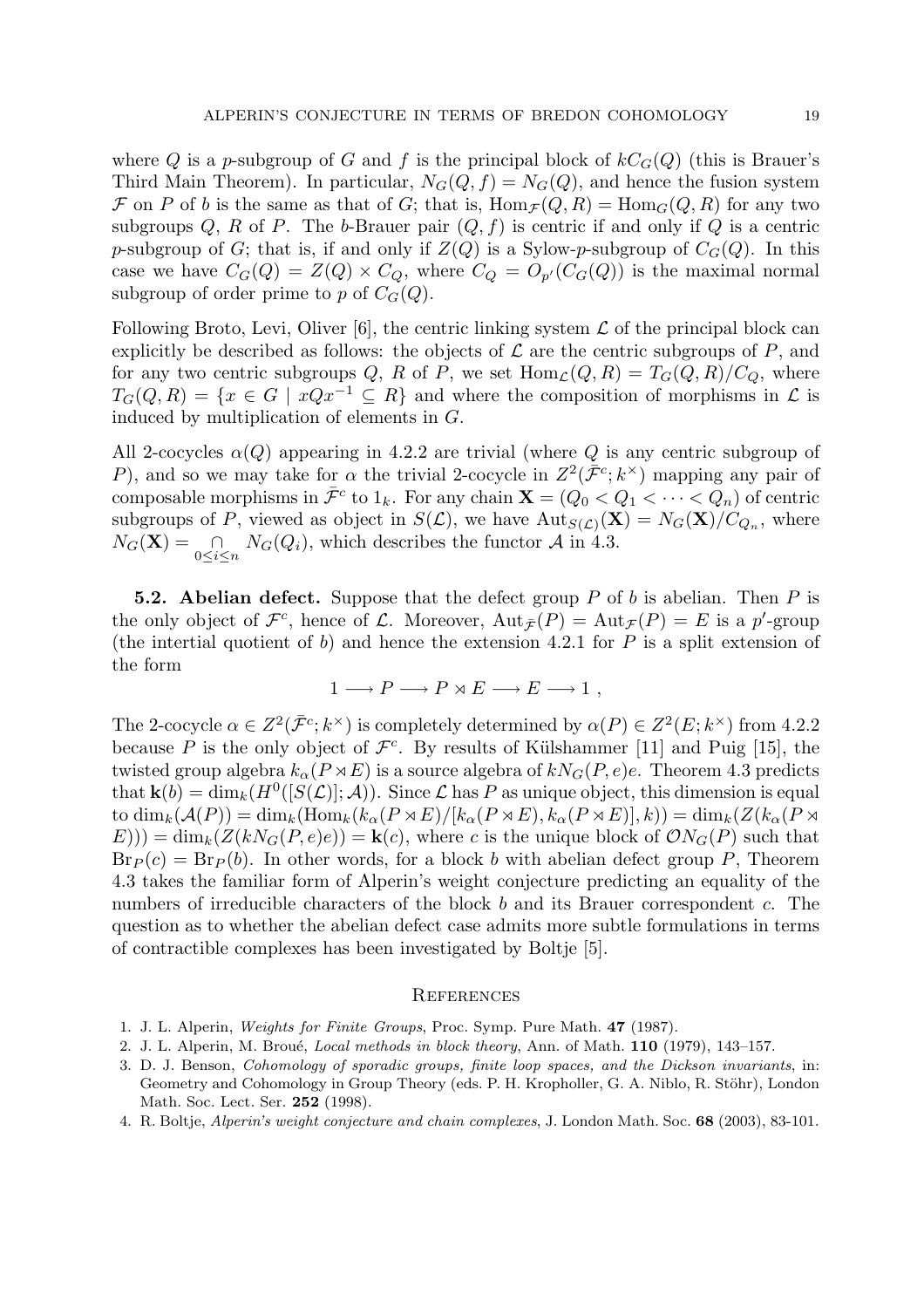where $Q$ is a $p$-subgroup of $G$ and $f$ is the principal block of $kC_G(Q)$ (this is Brauer's Third Main Theorem). In particular, $N_G(Q,f) = N_G(Q)$, and hence the fusion system $\mathcal{F}$ on $P$ of $b$ is the same as that of $G$; that is, $\mathrm{Hom}_{\mathcal{F}}(Q,R) = \mathrm{Hom}_G(Q,R)$ for any two subgroups $Q$, $R$ of $P$. The $b$-Brauer pair $(Q,f)$ is centric if and only if $Q$ is a centric $p$-subgroup of $G$; that is, if and only if $Z(Q)$ is a Sylow-$p$-subgroup of $C_G(Q)$. In this case we have $C_G(Q) = Z(Q) \times C_Q$, where $C_Q = O_{p'}(C_G(Q))$ is the maximal normal subgroup of order prime to $p$ of $C_G(Q)$.

Following Broto, Levi, Oliver [6], the centric linking system $\mathcal{L}$ of the principal block can explicitly be described as follows: the objects of $\mathcal{L}$ are the centric subgroups of $P$, and for any two centric subgroups $Q$, $R$ of $P$, we set $\mathrm{Hom}_{\mathcal{L}}(Q,R) = T_G(Q,R)/C_Q$, where $T_G(Q,R) = \{x \in G \mid xQx^{-1} \subseteq R\}$ and where the composition of morphisms in $\mathcal{L}$ is induced by multiplication of elements in $G$.

All 2-cocycles $\alpha(Q)$ appearing in 4.2.2 are trivial (where $Q$ is any centric subgroup of $P$), and so we may take for $\alpha$ the trivial 2-cocycle in $Z^2(\bar{\mathcal{F}}^c; k^\times)$ mapping any pair of composable morphisms in $\bar{\mathcal{F}}^c$ to $1_k$. For any chain $\mathbf{X} = (Q_0 < Q_1 < \cdots < Q_n)$ of centric subgroups of $P$, viewed as object in $S(\mathcal{L})$, we have $\mathrm{Aut}_{S(\mathcal{L})}(\mathbf{X}) = N_G(\mathbf{X})/C_{Q_n}$, where $N_G(\mathbf{X}) = \bigcap_{0 \leq i \leq n} N_G(Q_i)$, which describes the functor $\mathcal{A}$ in 4.3.

**5.2. Abelian defect.** Suppose that the defect group $P$ of $b$ is abelian. Then $P$ is the only object of $\mathcal{F}^c$, hence of $\mathcal{L}$. Moreover, $\mathrm{Aut}_{\bar{\mathcal{F}}}(P) = \mathrm{Aut}_{\mathcal{F}}(P) = E$ is a $p'$-group (the intertial quotient of $b$) and hence the extension 4.2.1 for $P$ is a split extension of the form

$$1 \longrightarrow P \longrightarrow P \rtimes E \longrightarrow E \longrightarrow 1 \ ,$$

The 2-cocycle $\alpha \in Z^2(\bar{\mathcal{F}}^c; k^\times)$ is completely determined by $\alpha(P) \in Z^2(E; k^\times)$ from 4.2.2 because $P$ is the only object of $\mathcal{F}^c$. By results of Külshammer [11] and Puig [15], the twisted group algebra $k_\alpha(P \rtimes E)$ is a source algebra of $kN_G(P,e)e$. Theorem 4.3 predicts that $\mathbf{k}(b) = \dim_k(H^0([S(\mathcal{L})]; \mathcal{A}))$. Since $\mathcal{L}$ has $P$ as unique object, this dimension is equal to $\dim_k(\mathcal{A}(P)) = \dim_k(\mathrm{Hom}_k(k_\alpha(P \rtimes E)/[k_\alpha(P \rtimes E), k_\alpha(P \rtimes E)], k)) = \dim_k(Z(k_\alpha(P \rtimes E))) = \dim_k(Z(kN_G(P,e)e)) = \mathbf{k}(c)$, where $c$ is the unique block of $\mathcal{O}N_G(P)$ such that $\mathrm{Br}_P(c) = \mathrm{Br}_P(b)$. In other words, for a block $b$ with abelian defect group $P$, Theorem 4.3 takes the familiar form of Alperin's weight conjecture predicting an equality of the numbers of irreducible characters of the block $b$ and its Brauer correspondent $c$. The question as to whether the abelian defect case admits more subtle formulations in terms of contractible complexes has been investigated by Boltje [5].

## References

1. J. L. Alperin, *Weights for Finite Groups*, Proc. Symp. Pure Math. **47** (1987).
2. J. L. Alperin, M. Broué, *Local methods in block theory*, Ann. of Math. **110** (1979), 143–157.
3. D. J. Benson, *Cohomology of sporadic groups, finite loop spaces, and the Dickson invariants*, in: Geometry and Cohomology in Group Theory (eds. P. H. Kropholler, G. A. Niblo, R. Stöhr), London Math. Soc. Lect. Ser. **252** (1998).
4. R. Boltje, *Alperin's weight conjecture and chain complexes*, J. London Math. Soc. **68** (2003), 83-101.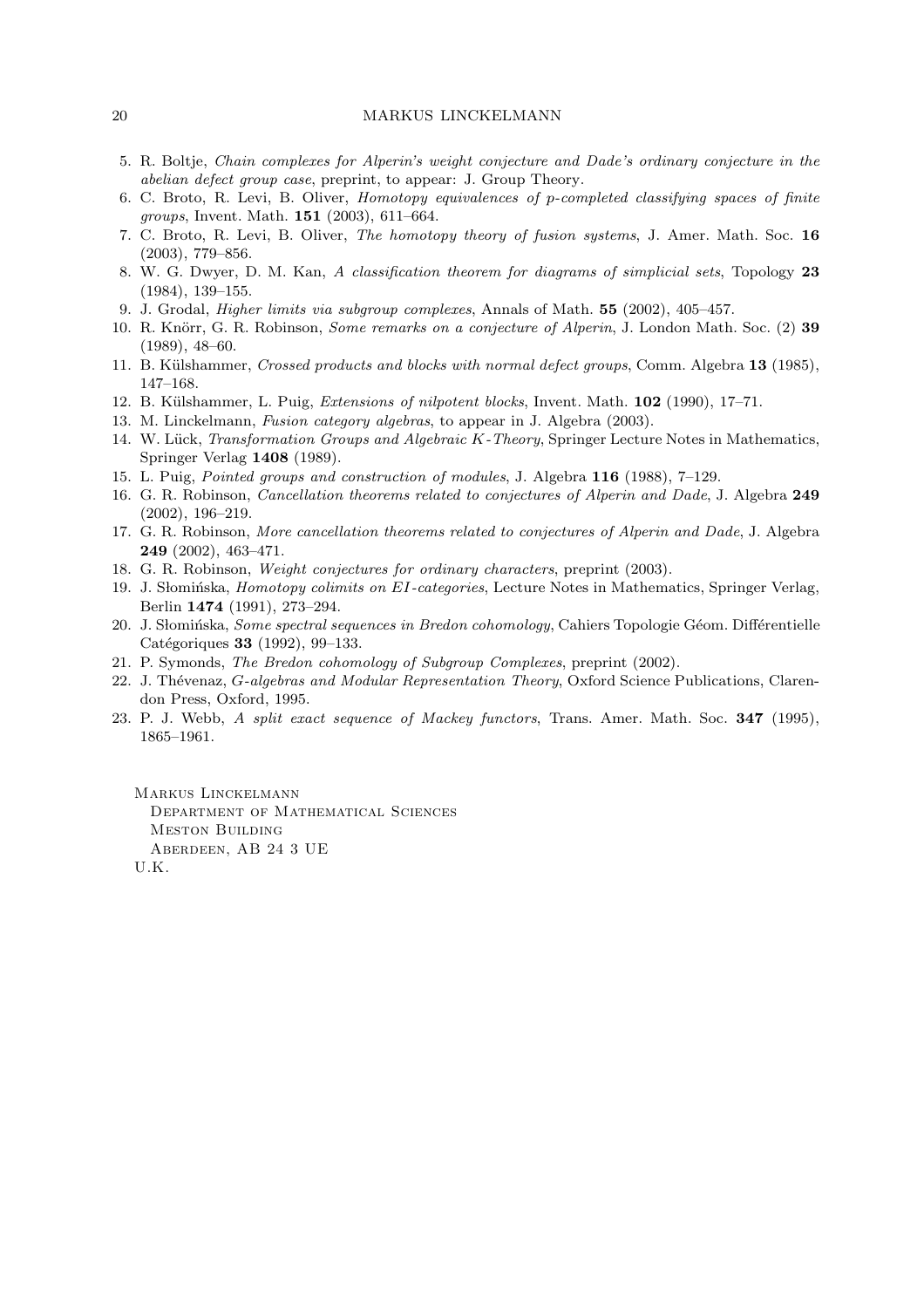5. R. Boltje, *Chain complexes for Alperin's weight conjecture and Dade's ordinary conjecture in the abelian defect group case*, preprint, to appear: J. Group Theory.
6. C. Broto, R. Levi, B. Oliver, *Homotopy equivalences of p-completed classifying spaces of finite groups*, Invent. Math. **151** (2003), 611–664.
7. C. Broto, R. Levi, B. Oliver, *The homotopy theory of fusion systems*, J. Amer. Math. Soc. **16** (2003), 779–856.
8. W. G. Dwyer, D. M. Kan, *A classification theorem for diagrams of simplicial sets*, Topology **23** (1984), 139–155.
9. J. Grodal, *Higher limits via subgroup complexes*, Annals of Math. **55** (2002), 405–457.
10. R. Knörr, G. R. Robinson, *Some remarks on a conjecture of Alperin*, J. London Math. Soc. (2) **39** (1989), 48–60.
11. B. Külshammer, *Crossed products and blocks with normal defect groups*, Comm. Algebra **13** (1985), 147–168.
12. B. Külshammer, L. Puig, *Extensions of nilpotent blocks*, Invent. Math. **102** (1990), 17–71.
13. M. Linckelmann, *Fusion category algebras*, to appear in J. Algebra (2003).
14. W. Lück, *Transformation Groups and Algebraic K-Theory*, Springer Lecture Notes in Mathematics, Springer Verlag **1408** (1989).
15. L. Puig, *Pointed groups and construction of modules*, J. Algebra **116** (1988), 7–129.
16. G. R. Robinson, *Cancellation theorems related to conjectures of Alperin and Dade*, J. Algebra **249** (2002), 196–219.
17. G. R. Robinson, *More cancellation theorems related to conjectures of Alperin and Dade*, J. Algebra **249** (2002), 463–471.
18. G. R. Robinson, *Weight conjectures for ordinary characters*, preprint (2003).
19. J. Słomińska, *Homotopy colimits on EI-categories*, Lecture Notes in Mathematics, Springer Verlag, Berlin **1474** (1991), 273–294.
20. J. Słomińska, *Some spectral sequences in Bredon cohomology*, Cahiers Topologie Géom. Différentielle Catégoriques **33** (1992), 99–133.
21. P. Symonds, *The Bredon cohomology of Subgroup Complexes*, preprint (2002).
22. J. Thévenaz, *G-algebras and Modular Representation Theory*, Oxford Science Publications, Clarendon Press, Oxford, 1995.
23. P. J. Webb, *A split exact sequence of Mackey functors*, Trans. Amer. Math. Soc. **347** (1995), 1865–1961.

Markus Linckelmann
Department of Mathematical Sciences
Meston Building
Aberdeen, AB 24 3 UE
U.K.